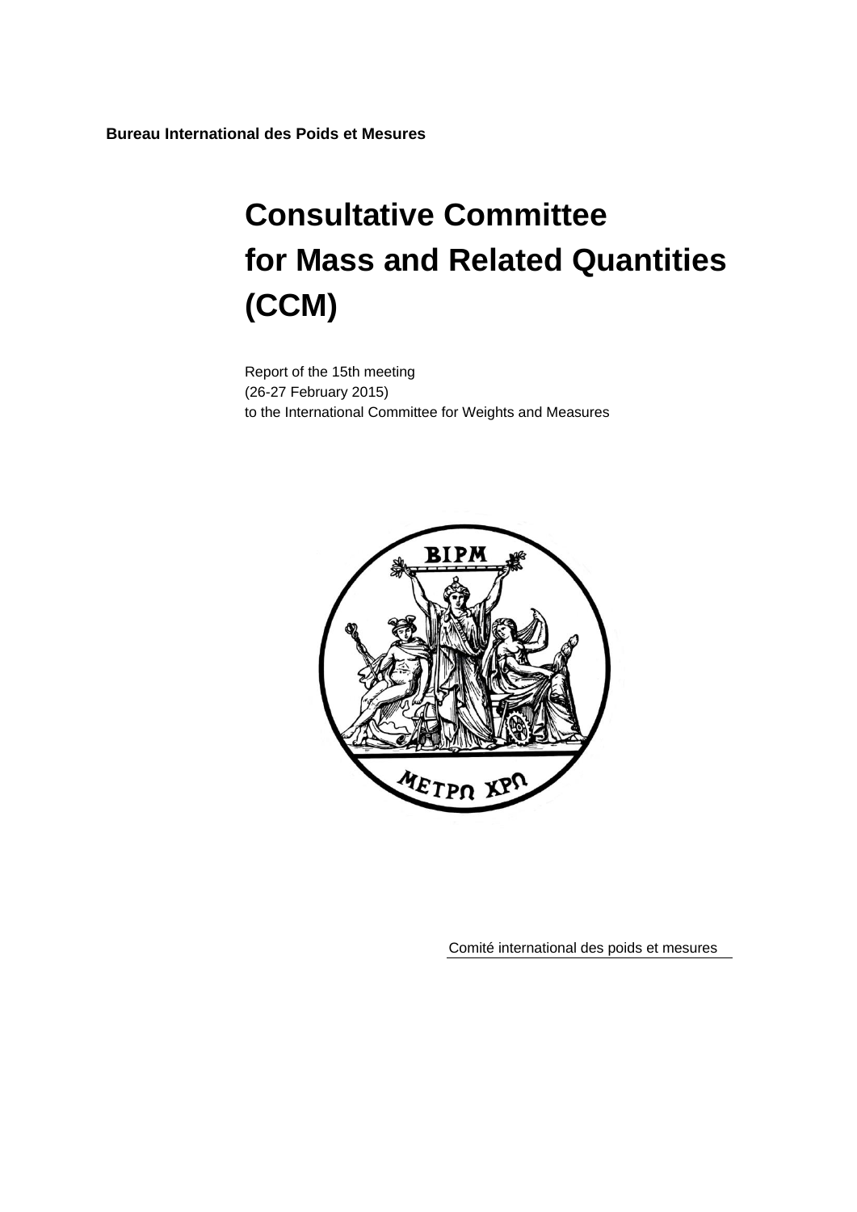**Bureau International des Poids et Mesures**

# Consultative Committee for Mass and Related Quantities (CCM)

Report of the 15th meeting
(26-27 February 2015)
to the International Committee for Weights and Measures

Comité international des poids et mesures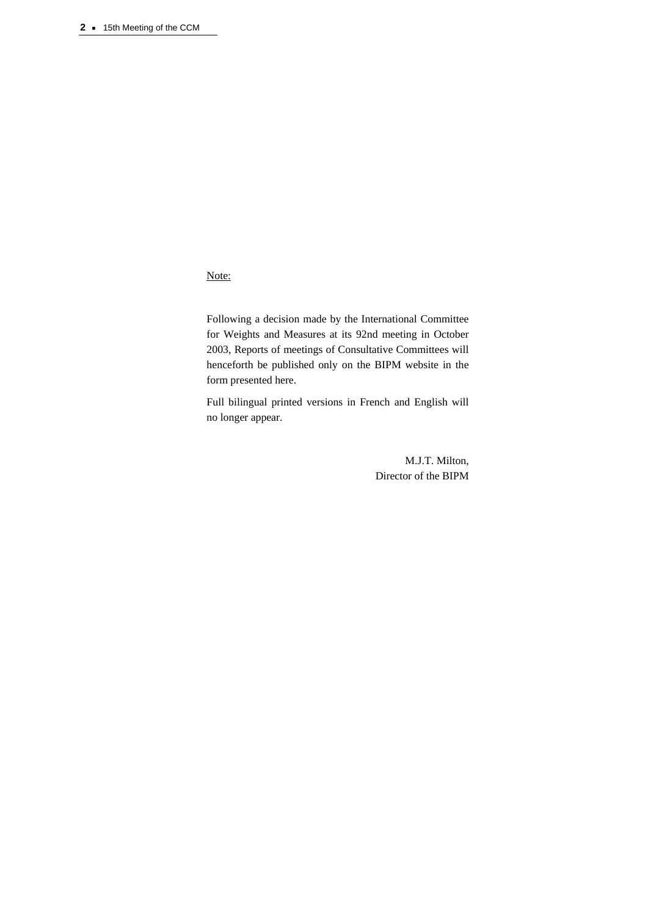Note:

Following a decision made by the International Committee for Weights and Measures at its 92nd meeting in October 2003, Reports of meetings of Consultative Committees will henceforth be published only on the BIPM website in the form presented here.

Full bilingual printed versions in French and English will no longer appear.

M.J.T. Milton,
Director of the BIPM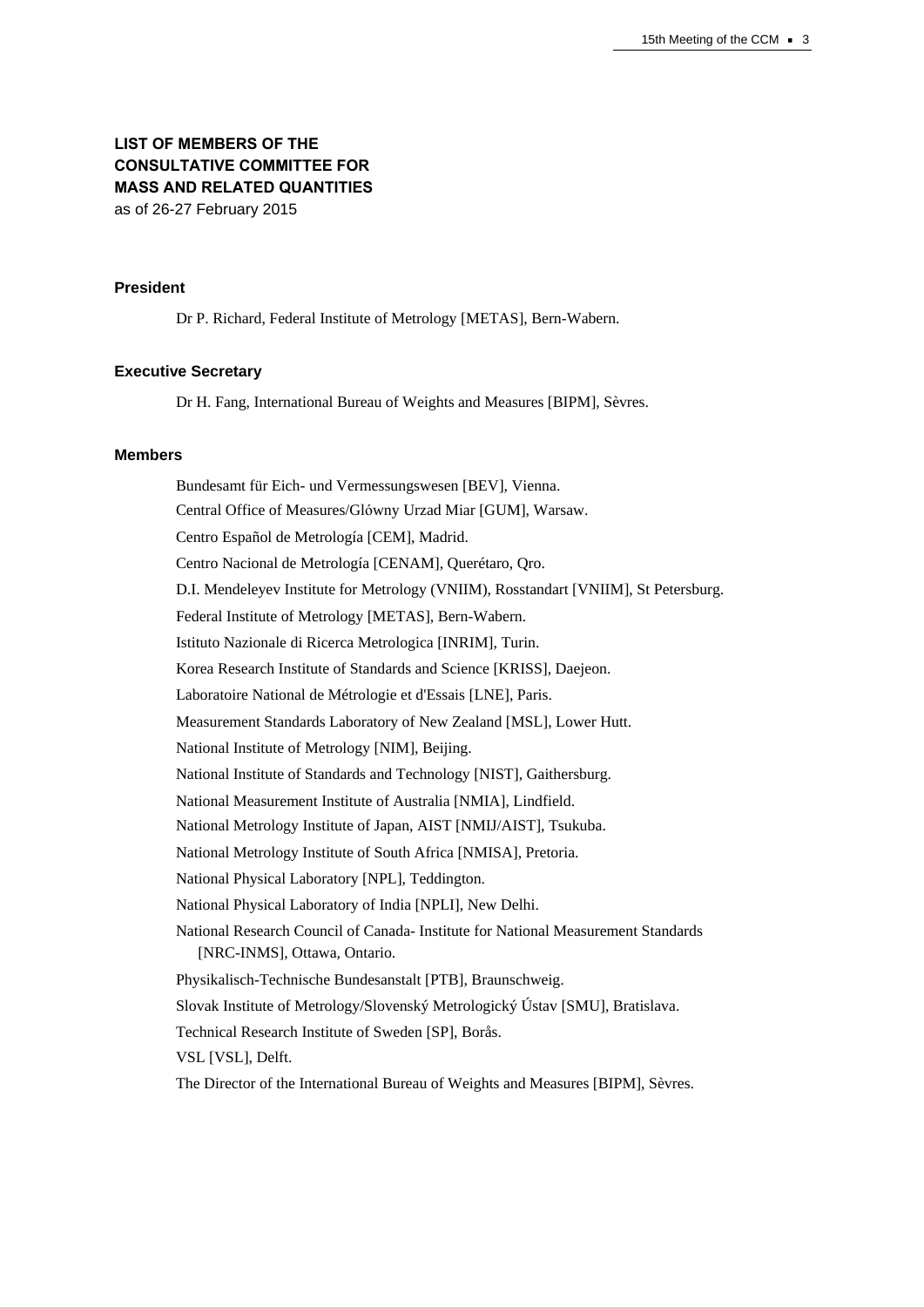# LIST OF MEMBERS OF THE CONSULTATIVE COMMITTEE FOR MASS AND RELATED QUANTITIES

as of 26-27 February 2015

### President

Dr P. Richard, Federal Institute of Metrology [METAS], Bern-Wabern.

### Executive Secretary

Dr H. Fang, International Bureau of Weights and Measures [BIPM], Sèvres.

### Members

Bundesamt für Eich- und Vermessungswesen [BEV], Vienna.

Central Office of Measures/Glówny Urzad Miar [GUM], Warsaw.

Centro Español de Metrología [CEM], Madrid.

Centro Nacional de Metrología [CENAM], Querétaro, Qro.

D.I. Mendeleyev Institute for Metrology (VNIIM), Rosstandart [VNIIM], St Petersburg.

Federal Institute of Metrology [METAS], Bern-Wabern.

Istituto Nazionale di Ricerca Metrologica [INRIM], Turin.

Korea Research Institute of Standards and Science [KRISS], Daejeon.

Laboratoire National de Métrologie et d'Essais [LNE], Paris.

Measurement Standards Laboratory of New Zealand [MSL], Lower Hutt.

National Institute of Metrology [NIM], Beijing.

National Institute of Standards and Technology [NIST], Gaithersburg.

National Measurement Institute of Australia [NMIA], Lindfield.

National Metrology Institute of Japan, AIST [NMIJ/AIST], Tsukuba.

National Metrology Institute of South Africa [NMISA], Pretoria.

National Physical Laboratory [NPL], Teddington.

National Physical Laboratory of India [NPLI], New Delhi.

National Research Council of Canada- Institute for National Measurement Standards [NRC-INMS], Ottawa, Ontario.

Physikalisch-Technische Bundesanstalt [PTB], Braunschweig.

Slovak Institute of Metrology/Slovenský Metrologický Ústav [SMU], Bratislava.

Technical Research Institute of Sweden [SP], Borås.

VSL [VSL], Delft.

The Director of the International Bureau of Weights and Measures [BIPM], Sèvres.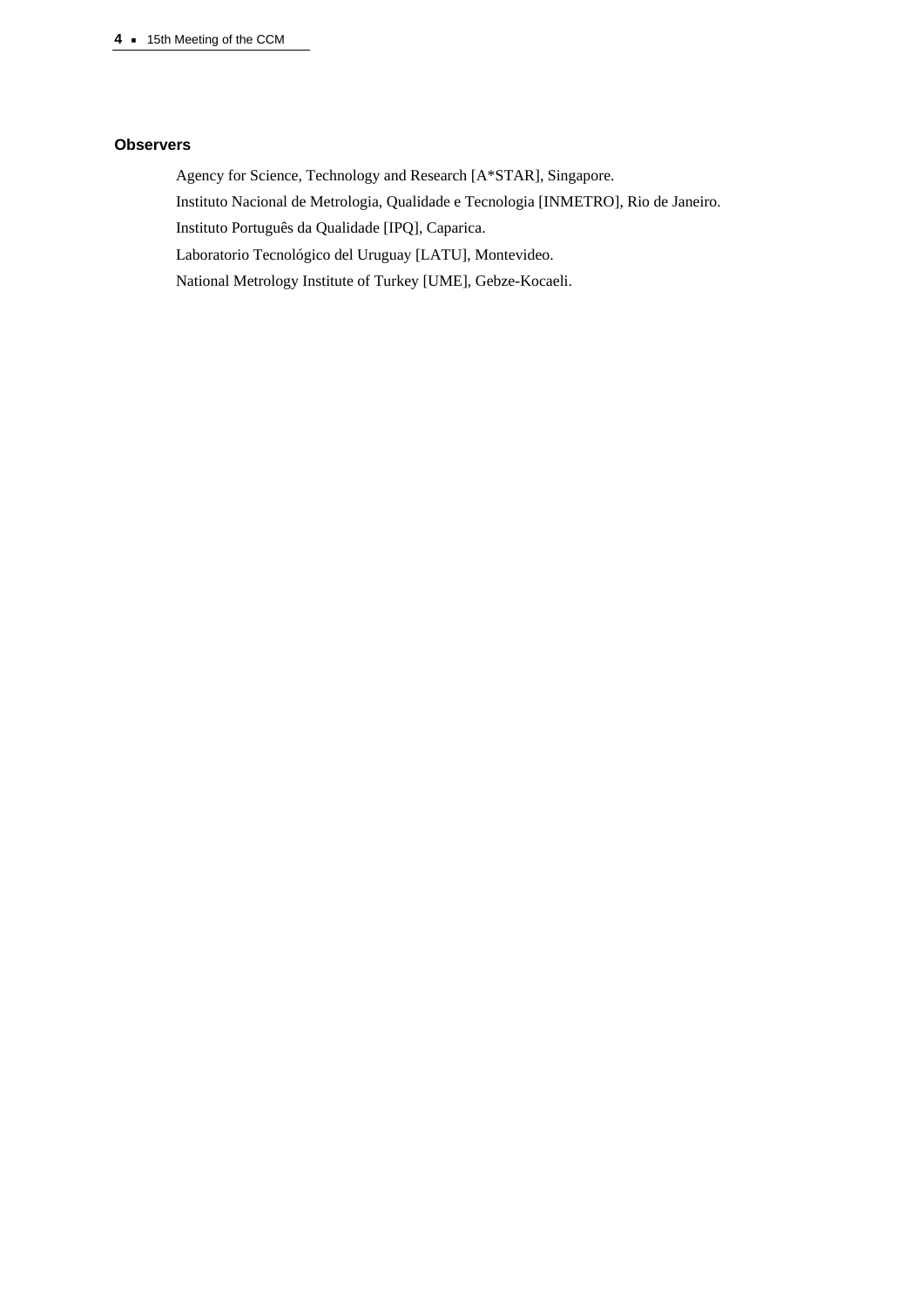**Observers**

Agency for Science, Technology and Research [A*STAR], Singapore.

Instituto Nacional de Metrologia, Qualidade e Tecnologia [INMETRO], Rio de Janeiro.

Instituto Português da Qualidade [IPQ], Caparica.

Laboratorio Tecnológico del Uruguay [LATU], Montevideo.

National Metrology Institute of Turkey [UME], Gebze-Kocaeli.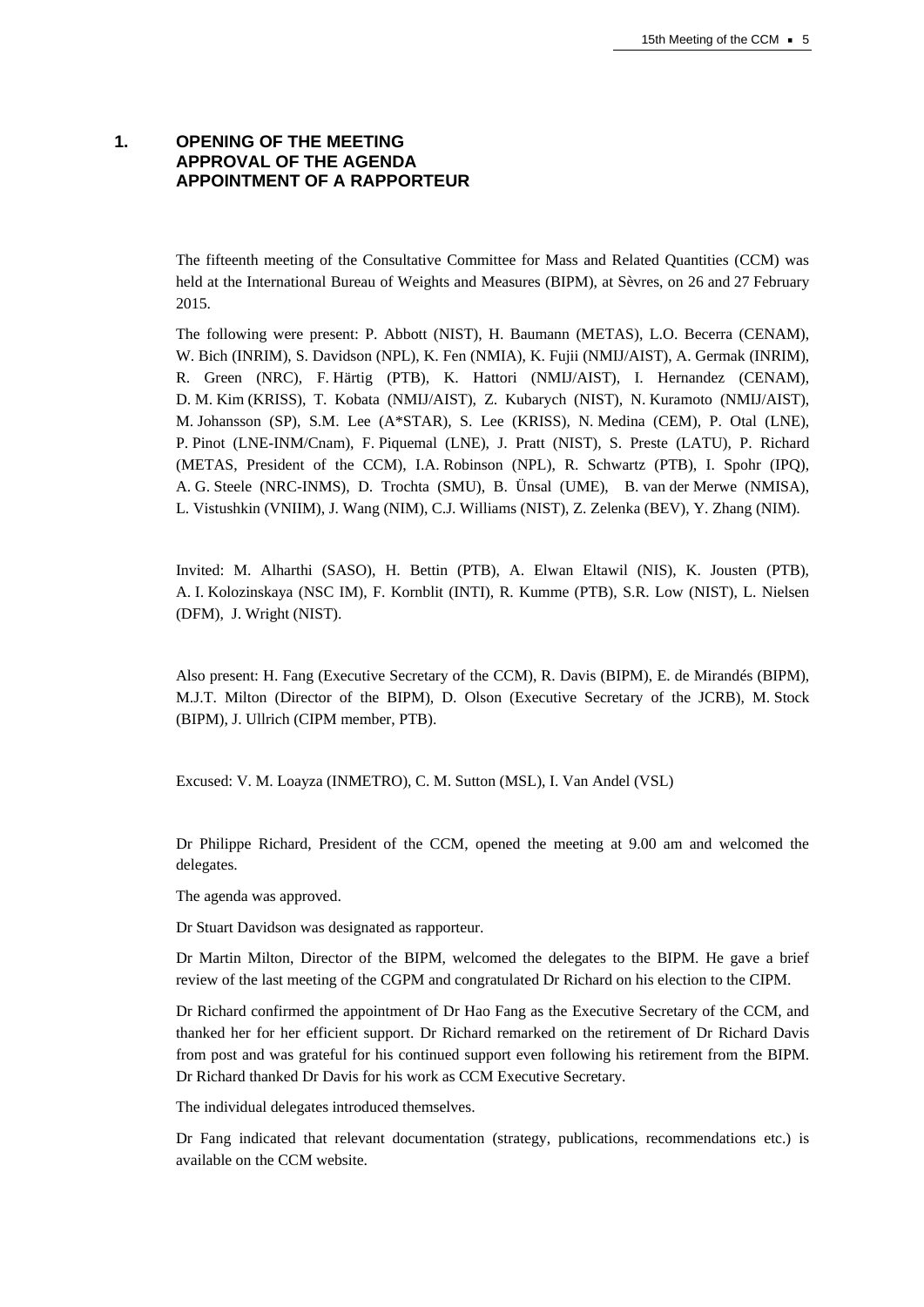# 1. OPENING OF THE MEETING APPROVAL OF THE AGENDA APPOINTMENT OF A RAPPORTEUR

The fifteenth meeting of the Consultative Committee for Mass and Related Quantities (CCM) was held at the International Bureau of Weights and Measures (BIPM), at Sèvres, on 26 and 27 February 2015.

The following were present: P. Abbott (NIST), H. Baumann (METAS), L.O. Becerra (CENAM), W. Bich (INRIM), S. Davidson (NPL), K. Fen (NMIA), K. Fujii (NMIJ/AIST), A. Germak (INRIM), R. Green (NRC), F. Härtig (PTB), K. Hattori (NMIJ/AIST), I. Hernandez (CENAM), D. M. Kim (KRISS), T. Kobata (NMIJ/AIST), Z. Kubarych (NIST), N. Kuramoto (NMIJ/AIST), M. Johansson (SP), S.M. Lee (A*STAR), S. Lee (KRISS), N. Medina (CEM), P. Otal (LNE), P. Pinot (LNE-INM/Cnam), F. Piquemal (LNE), J. Pratt (NIST), S. Preste (LATU), P. Richard (METAS, President of the CCM), I.A. Robinson (NPL), R. Schwartz (PTB), I. Spohr (IPQ), A. G. Steele (NRC-INMS), D. Trochta (SMU), B. Ünsal (UME), B. van der Merwe (NMISA), L. Vistushkin (VNIIM), J. Wang (NIM), C.J. Williams (NIST), Z. Zelenka (BEV), Y. Zhang (NIM).

Invited: M. Alharthi (SASO), H. Bettin (PTB), A. Elwan Eltawil (NIS), K. Jousten (PTB), A. I. Kolozinskaya (NSC IM), F. Kornblit (INTI), R. Kumme (PTB), S.R. Low (NIST), L. Nielsen (DFM), J. Wright (NIST).

Also present: H. Fang (Executive Secretary of the CCM), R. Davis (BIPM), E. de Mirandés (BIPM), M.J.T. Milton (Director of the BIPM), D. Olson (Executive Secretary of the JCRB), M. Stock (BIPM), J. Ullrich (CIPM member, PTB).

Excused: V. M. Loayza (INMETRO), C. M. Sutton (MSL), I. Van Andel (VSL)

Dr Philippe Richard, President of the CCM, opened the meeting at 9.00 am and welcomed the delegates.

The agenda was approved.

Dr Stuart Davidson was designated as rapporteur.

Dr Martin Milton, Director of the BIPM, welcomed the delegates to the BIPM. He gave a brief review of the last meeting of the CGPM and congratulated Dr Richard on his election to the CIPM.

Dr Richard confirmed the appointment of Dr Hao Fang as the Executive Secretary of the CCM, and thanked her for her efficient support. Dr Richard remarked on the retirement of Dr Richard Davis from post and was grateful for his continued support even following his retirement from the BIPM. Dr Richard thanked Dr Davis for his work as CCM Executive Secretary.

The individual delegates introduced themselves.

Dr Fang indicated that relevant documentation (strategy, publications, recommendations etc.) is available on the CCM website.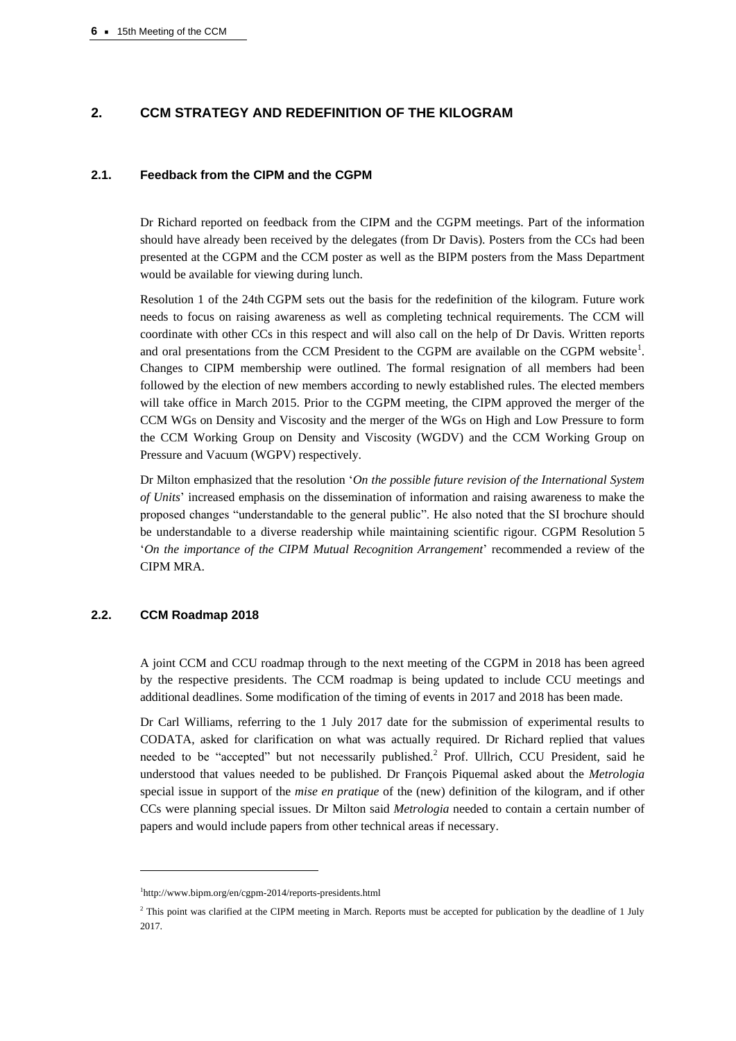## 2. CCM STRATEGY AND REDEFINITION OF THE KILOGRAM

### 2.1. Feedback from the CIPM and the CGPM

Dr Richard reported on feedback from the CIPM and the CGPM meetings. Part of the information should have already been received by the delegates (from Dr Davis). Posters from the CCs had been presented at the CGPM and the CCM poster as well as the BIPM posters from the Mass Department would be available for viewing during lunch.

Resolution 1 of the 24th CGPM sets out the basis for the redefinition of the kilogram. Future work needs to focus on raising awareness as well as completing technical requirements. The CCM will coordinate with other CCs in this respect and will also call on the help of Dr Davis. Written reports and oral presentations from the CCM President to the CGPM are available on the CGPM website[1]. Changes to CIPM membership were outlined. The formal resignation of all members had been followed by the election of new members according to newly established rules. The elected members will take office in March 2015. Prior to the CGPM meeting, the CIPM approved the merger of the CCM WGs on Density and Viscosity and the merger of the WGs on High and Low Pressure to form the CCM Working Group on Density and Viscosity (WGDV) and the CCM Working Group on Pressure and Vacuum (WGPV) respectively.

Dr Milton emphasized that the resolution '*On the possible future revision of the International System of Units*' increased emphasis on the dissemination of information and raising awareness to make the proposed changes "understandable to the general public". He also noted that the SI brochure should be understandable to a diverse readership while maintaining scientific rigour. CGPM Resolution 5 '*On the importance of the CIPM Mutual Recognition Arrangement*' recommended a review of the CIPM MRA.

### 2.2. CCM Roadmap 2018

A joint CCM and CCU roadmap through to the next meeting of the CGPM in 2018 has been agreed by the respective presidents. The CCM roadmap is being updated to include CCU meetings and additional deadlines. Some modification of the timing of events in 2017 and 2018 has been made.

Dr Carl Williams, referring to the 1 July 2017 date for the submission of experimental results to CODATA, asked for clarification on what was actually required. Dr Richard replied that values needed to be "accepted" but not necessarily published.[2] Prof. Ullrich, CCU President, said he understood that values needed to be published. Dr François Piquemal asked about the *Metrologia* special issue in support of the *mise en pratique* of the (new) definition of the kilogram, and if other CCs were planning special issues. Dr Milton said *Metrologia* needed to contain a certain number of papers and would include papers from other technical areas if necessary.

---

[1] http://www.bipm.org/en/cgpm-2014/reports-presidents.html

[2] This point was clarified at the CIPM meeting in March. Reports must be accepted for publication by the deadline of 1 July 2017.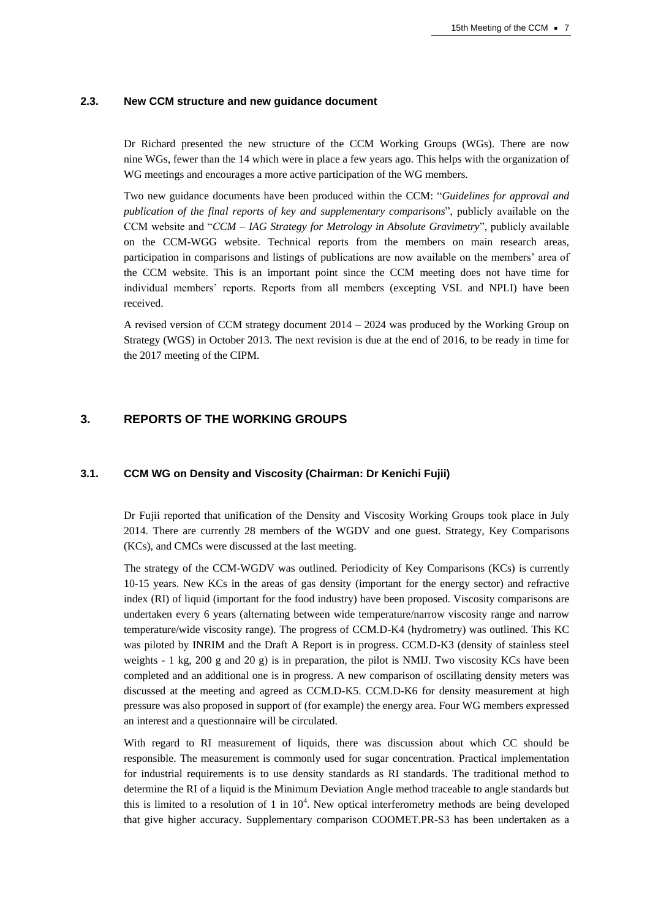### 2.3. New CCM structure and new guidance document

Dr Richard presented the new structure of the CCM Working Groups (WGs). There are now nine WGs, fewer than the 14 which were in place a few years ago. This helps with the organization of WG meetings and encourages a more active participation of the WG members.

Two new guidance documents have been produced within the CCM: "*Guidelines for approval and publication of the final reports of key and supplementary comparisons*", publicly available on the CCM website and "*CCM – IAG Strategy for Metrology in Absolute Gravimetry*", publicly available on the CCM-WGG website. Technical reports from the members on main research areas, participation in comparisons and listings of publications are now available on the members' area of the CCM website. This is an important point since the CCM meeting does not have time for individual members' reports. Reports from all members (excepting VSL and NPLI) have been received.

A revised version of CCM strategy document 2014 – 2024 was produced by the Working Group on Strategy (WGS) in October 2013. The next revision is due at the end of 2016, to be ready in time for the 2017 meeting of the CIPM.

## 3. REPORTS OF THE WORKING GROUPS

### 3.1. CCM WG on Density and Viscosity (Chairman: Dr Kenichi Fujii)

Dr Fujii reported that unification of the Density and Viscosity Working Groups took place in July 2014. There are currently 28 members of the WGDV and one guest. Strategy, Key Comparisons (KCs), and CMCs were discussed at the last meeting.

The strategy of the CCM-WGDV was outlined. Periodicity of Key Comparisons (KCs) is currently 10-15 years. New KCs in the areas of gas density (important for the energy sector) and refractive index (RI) of liquid (important for the food industry) have been proposed. Viscosity comparisons are undertaken every 6 years (alternating between wide temperature/narrow viscosity range and narrow temperature/wide viscosity range). The progress of CCM.D-K4 (hydrometry) was outlined. This KC was piloted by INRIM and the Draft A Report is in progress. CCM.D-K3 (density of stainless steel weights - 1 kg, 200 g and 20 g) is in preparation, the pilot is NMIJ. Two viscosity KCs have been completed and an additional one is in progress. A new comparison of oscillating density meters was discussed at the meeting and agreed as CCM.D-K5. CCM.D-K6 for density measurement at high pressure was also proposed in support of (for example) the energy area. Four WG members expressed an interest and a questionnaire will be circulated.

With regard to RI measurement of liquids, there was discussion about which CC should be responsible. The measurement is commonly used for sugar concentration. Practical implementation for industrial requirements is to use density standards as RI standards. The traditional method to determine the RI of a liquid is the Minimum Deviation Angle method traceable to angle standards but this is limited to a resolution of 1 in $10^4$. New optical interferometry methods are being developed that give higher accuracy. Supplementary comparison COOMET.PR-S3 has been undertaken as a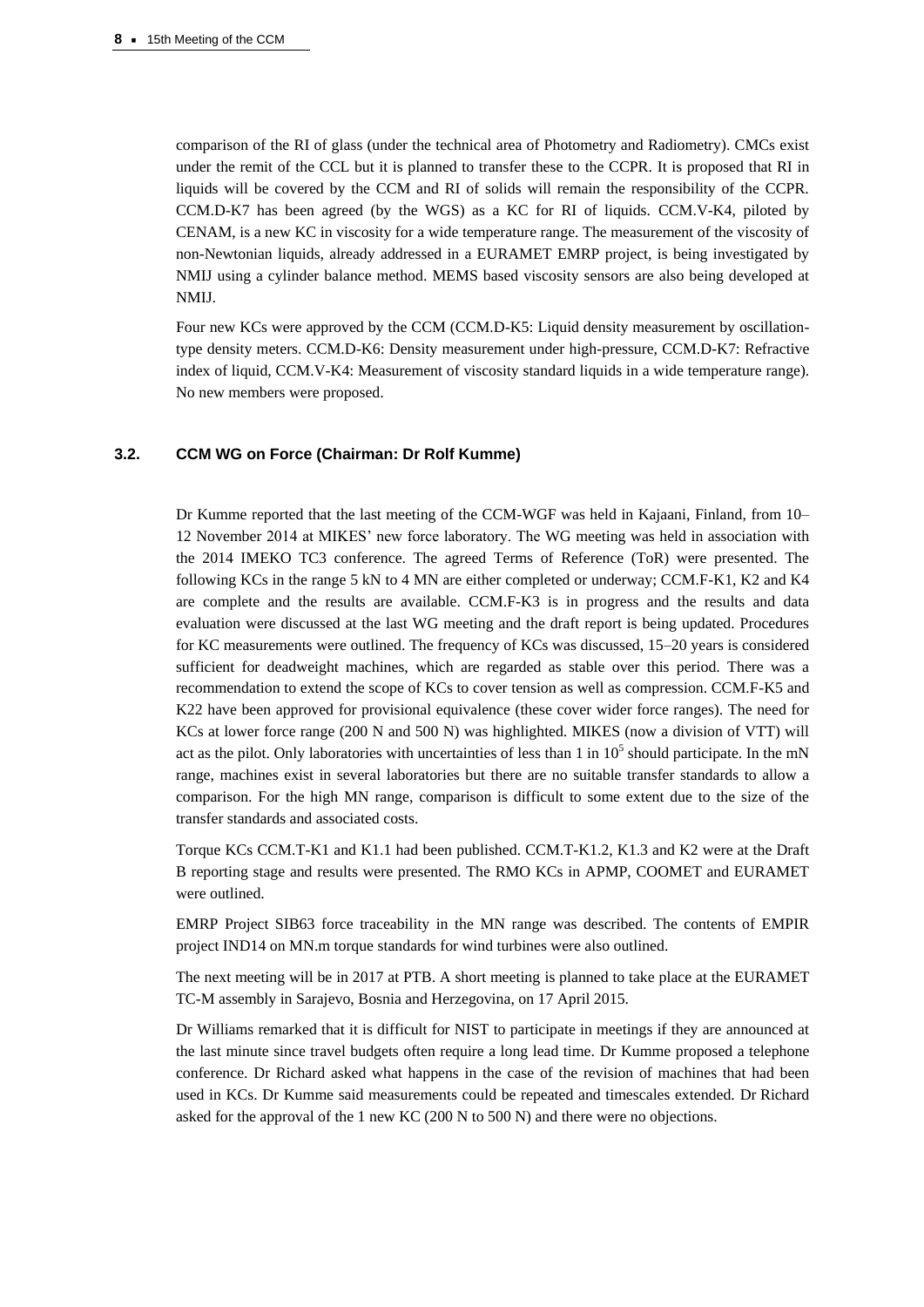comparison of the RI of glass (under the technical area of Photometry and Radiometry). CMCs exist under the remit of the CCL but it is planned to transfer these to the CCPR. It is proposed that RI in liquids will be covered by the CCM and RI of solids will remain the responsibility of the CCPR. CCM.D-K7 has been agreed (by the WGS) as a KC for RI of liquids. CCM.V-K4, piloted by CENAM, is a new KC in viscosity for a wide temperature range. The measurement of the viscosity of non-Newtonian liquids, already addressed in a EURAMET EMRP project, is being investigated by NMIJ using a cylinder balance method. MEMS based viscosity sensors are also being developed at NMIJ.

Four new KCs were approved by the CCM (CCM.D-K5: Liquid density measurement by oscillation-type density meters. CCM.D-K6: Density measurement under high-pressure, CCM.D-K7: Refractive index of liquid, CCM.V-K4: Measurement of viscosity standard liquids in a wide temperature range). No new members were proposed.

### 3.2. CCM WG on Force (Chairman: Dr Rolf Kumme)

Dr Kumme reported that the last meeting of the CCM-WGF was held in Kajaani, Finland, from 10–12 November 2014 at MIKES' new force laboratory. The WG meeting was held in association with the 2014 IMEKO TC3 conference. The agreed Terms of Reference (ToR) were presented. The following KCs in the range 5 kN to 4 MN are either completed or underway; CCM.F-K1, K2 and K4 are complete and the results are available. CCM.F-K3 is in progress and the results and data evaluation were discussed at the last WG meeting and the draft report is being updated. Procedures for KC measurements were outlined. The frequency of KCs was discussed, 15–20 years is considered sufficient for deadweight machines, which are regarded as stable over this period. There was a recommendation to extend the scope of KCs to cover tension as well as compression. CCM.F-K5 and K22 have been approved for provisional equivalence (these cover wider force ranges). The need for KCs at lower force range (200 N and 500 N) was highlighted. MIKES (now a division of VTT) will act as the pilot. Only laboratories with uncertainties of less than 1 in $10^5$ should participate. In the mN range, machines exist in several laboratories but there are no suitable transfer standards to allow a comparison. For the high MN range, comparison is difficult to some extent due to the size of the transfer standards and associated costs.

Torque KCs CCM.T-K1 and K1.1 had been published. CCM.T-K1.2, K1.3 and K2 were at the Draft B reporting stage and results were presented. The RMO KCs in APMP, COOMET and EURAMET were outlined.

EMRP Project SIB63 force traceability in the MN range was described. The contents of EMPIR project IND14 on MN.m torque standards for wind turbines were also outlined.

The next meeting will be in 2017 at PTB. A short meeting is planned to take place at the EURAMET TC-M assembly in Sarajevo, Bosnia and Herzegovina, on 17 April 2015.

Dr Williams remarked that it is difficult for NIST to participate in meetings if they are announced at the last minute since travel budgets often require a long lead time. Dr Kumme proposed a telephone conference. Dr Richard asked what happens in the case of the revision of machines that had been used in KCs. Dr Kumme said measurements could be repeated and timescales extended. Dr Richard asked for the approval of the 1 new KC (200 N to 500 N) and there were no objections.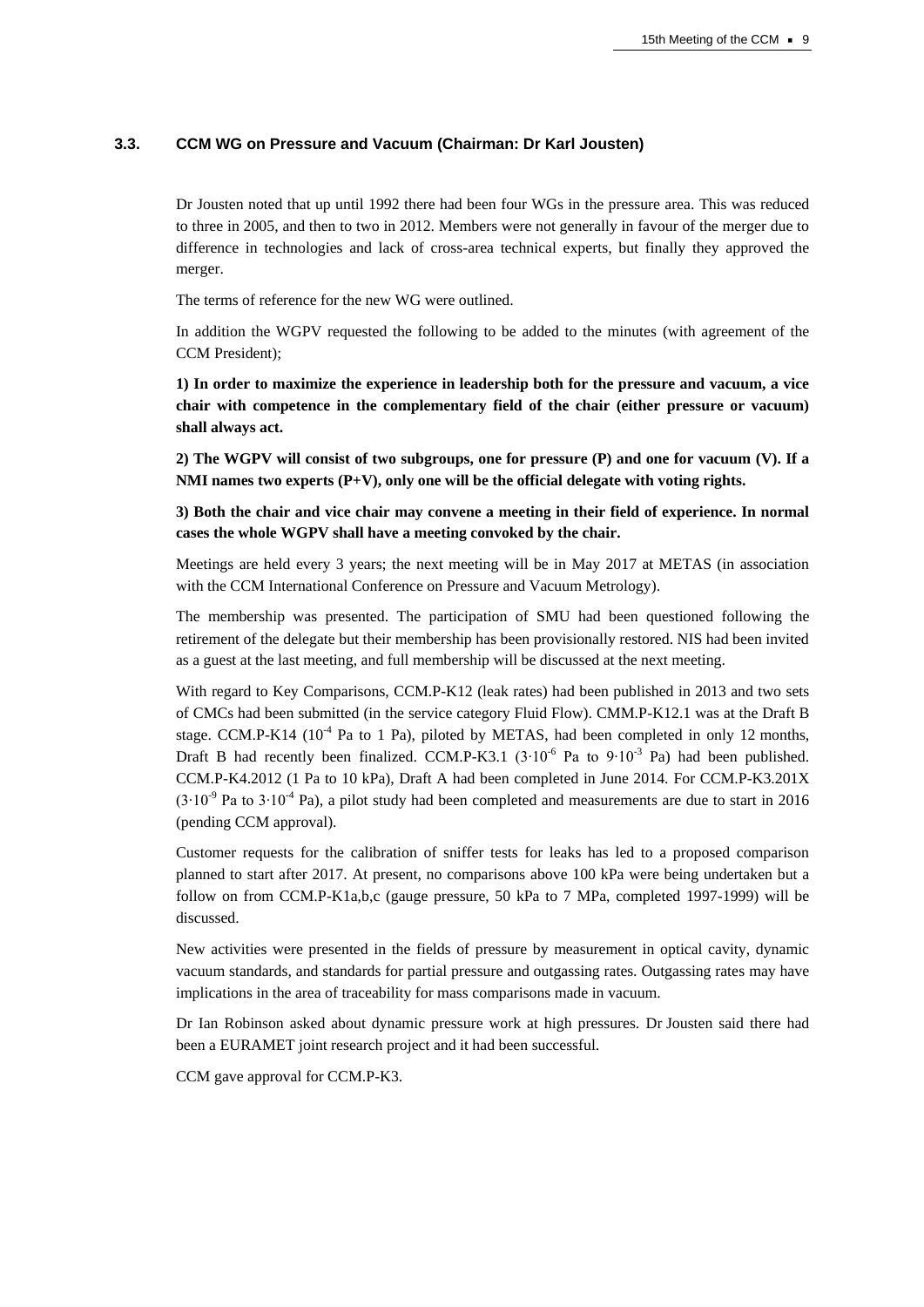### 3.3. CCM WG on Pressure and Vacuum (Chairman: Dr Karl Jousten)

Dr Jousten noted that up until 1992 there had been four WGs in the pressure area. This was reduced to three in 2005, and then to two in 2012. Members were not generally in favour of the merger due to difference in technologies and lack of cross-area technical experts, but finally they approved the merger.

The terms of reference for the new WG were outlined.

In addition the WGPV requested the following to be added to the minutes (with agreement of the CCM President);

**1) In order to maximize the experience in leadership both for the pressure and vacuum, a vice chair with competence in the complementary field of the chair (either pressure or vacuum) shall always act.**

**2) The WGPV will consist of two subgroups, one for pressure (P) and one for vacuum (V). If a NMI names two experts (P+V), only one will be the official delegate with voting rights.**

**3) Both the chair and vice chair may convene a meeting in their field of experience. In normal cases the whole WGPV shall have a meeting convoked by the chair.**

Meetings are held every 3 years; the next meeting will be in May 2017 at METAS (in association with the CCM International Conference on Pressure and Vacuum Metrology).

The membership was presented. The participation of SMU had been questioned following the retirement of the delegate but their membership has been provisionally restored. NIS had been invited as a guest at the last meeting, and full membership will be discussed at the next meeting.

With regard to Key Comparisons, CCM.P-K12 (leak rates) had been published in 2013 and two sets of CMCs had been submitted (in the service category Fluid Flow). CMM.P-K12.1 was at the Draft B stage. CCM.P-K14 ($10^{-4}$ Pa to 1 Pa), piloted by METAS, had been completed in only 12 months, Draft B had recently been finalized. CCM.P-K3.1 ($3{\cdot}10^{-6}$ Pa to $9{\cdot}10^{-3}$ Pa) had been published. CCM.P-K4.2012 (1 Pa to 10 kPa), Draft A had been completed in June 2014. For CCM.P-K3.201X ($3{\cdot}10^{-9}$ Pa to $3{\cdot}10^{-4}$ Pa), a pilot study had been completed and measurements are due to start in 2016 (pending CCM approval).

Customer requests for the calibration of sniffer tests for leaks has led to a proposed comparison planned to start after 2017. At present, no comparisons above 100 kPa were being undertaken but a follow on from CCM.P-K1a,b,c (gauge pressure, 50 kPa to 7 MPa, completed 1997-1999) will be discussed.

New activities were presented in the fields of pressure by measurement in optical cavity, dynamic vacuum standards, and standards for partial pressure and outgassing rates. Outgassing rates may have implications in the area of traceability for mass comparisons made in vacuum.

Dr Ian Robinson asked about dynamic pressure work at high pressures. Dr Jousten said there had been a EURAMET joint research project and it had been successful.

CCM gave approval for CCM.P-K3.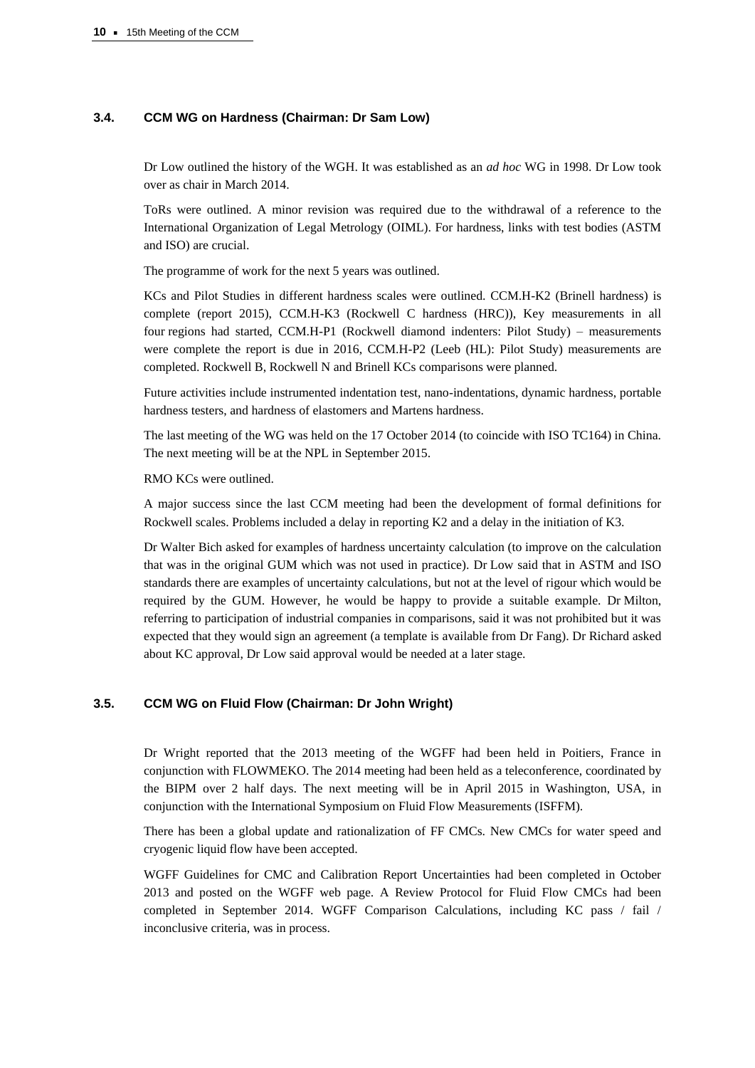### 3.4. CCM WG on Hardness (Chairman: Dr Sam Low)

Dr Low outlined the history of the WGH. It was established as an *ad hoc* WG in 1998. Dr Low took over as chair in March 2014.

ToRs were outlined. A minor revision was required due to the withdrawal of a reference to the International Organization of Legal Metrology (OIML). For hardness, links with test bodies (ASTM and ISO) are crucial.

The programme of work for the next 5 years was outlined.

KCs and Pilot Studies in different hardness scales were outlined. CCM.H-K2 (Brinell hardness) is complete (report 2015), CCM.H-K3 (Rockwell C hardness (HRC)), Key measurements in all four regions had started, CCM.H-P1 (Rockwell diamond indenters: Pilot Study) – measurements were complete the report is due in 2016, CCM.H-P2 (Leeb (HL): Pilot Study) measurements are completed. Rockwell B, Rockwell N and Brinell KCs comparisons were planned.

Future activities include instrumented indentation test, nano-indentations, dynamic hardness, portable hardness testers, and hardness of elastomers and Martens hardness.

The last meeting of the WG was held on the 17 October 2014 (to coincide with ISO TC164) in China. The next meeting will be at the NPL in September 2015.

RMO KCs were outlined.

A major success since the last CCM meeting had been the development of formal definitions for Rockwell scales. Problems included a delay in reporting K2 and a delay in the initiation of K3.

Dr Walter Bich asked for examples of hardness uncertainty calculation (to improve on the calculation that was in the original GUM which was not used in practice). Dr Low said that in ASTM and ISO standards there are examples of uncertainty calculations, but not at the level of rigour which would be required by the GUM. However, he would be happy to provide a suitable example. Dr Milton, referring to participation of industrial companies in comparisons, said it was not prohibited but it was expected that they would sign an agreement (a template is available from Dr Fang). Dr Richard asked about KC approval, Dr Low said approval would be needed at a later stage.

### 3.5. CCM WG on Fluid Flow (Chairman: Dr John Wright)

Dr Wright reported that the 2013 meeting of the WGFF had been held in Poitiers, France in conjunction with FLOWMEKO. The 2014 meeting had been held as a teleconference, coordinated by the BIPM over 2 half days. The next meeting will be in April 2015 in Washington, USA, in conjunction with the International Symposium on Fluid Flow Measurements (ISFFM).

There has been a global update and rationalization of FF CMCs. New CMCs for water speed and cryogenic liquid flow have been accepted.

WGFF Guidelines for CMC and Calibration Report Uncertainties had been completed in October 2013 and posted on the WGFF web page. A Review Protocol for Fluid Flow CMCs had been completed in September 2014. WGFF Comparison Calculations, including KC pass / fail / inconclusive criteria, was in process.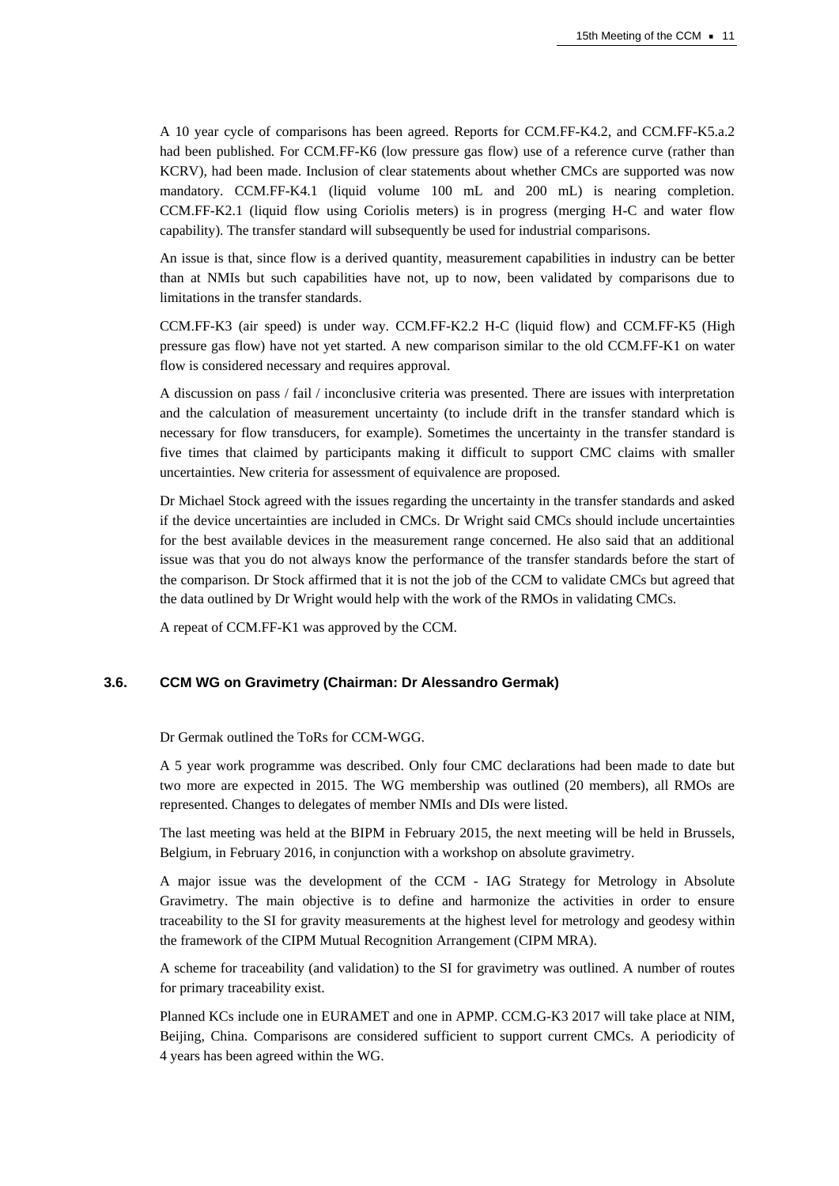A 10 year cycle of comparisons has been agreed. Reports for CCM.FF-K4.2, and CCM.FF-K5.a.2 had been published. For CCM.FF-K6 (low pressure gas flow) use of a reference curve (rather than KCRV), had been made. Inclusion of clear statements about whether CMCs are supported was now mandatory. CCM.FF-K4.1 (liquid volume 100 mL and 200 mL) is nearing completion. CCM.FF-K2.1 (liquid flow using Coriolis meters) is in progress (merging H-C and water flow capability). The transfer standard will subsequently be used for industrial comparisons.

An issue is that, since flow is a derived quantity, measurement capabilities in industry can be better than at NMIs but such capabilities have not, up to now, been validated by comparisons due to limitations in the transfer standards.

CCM.FF-K3 (air speed) is under way. CCM.FF-K2.2 H-C (liquid flow) and CCM.FF-K5 (High pressure gas flow) have not yet started. A new comparison similar to the old CCM.FF-K1 on water flow is considered necessary and requires approval.

A discussion on pass / fail / inconclusive criteria was presented. There are issues with interpretation and the calculation of measurement uncertainty (to include drift in the transfer standard which is necessary for flow transducers, for example). Sometimes the uncertainty in the transfer standard is five times that claimed by participants making it difficult to support CMC claims with smaller uncertainties. New criteria for assessment of equivalence are proposed.

Dr Michael Stock agreed with the issues regarding the uncertainty in the transfer standards and asked if the device uncertainties are included in CMCs. Dr Wright said CMCs should include uncertainties for the best available devices in the measurement range concerned. He also said that an additional issue was that you do not always know the performance of the transfer standards before the start of the comparison. Dr Stock affirmed that it is not the job of the CCM to validate CMCs but agreed that the data outlined by Dr Wright would help with the work of the RMOs in validating CMCs.

A repeat of CCM.FF-K1 was approved by the CCM.

### 3.6. CCM WG on Gravimetry (Chairman: Dr Alessandro Germak)

Dr Germak outlined the ToRs for CCM-WGG.

A 5 year work programme was described. Only four CMC declarations had been made to date but two more are expected in 2015. The WG membership was outlined (20 members), all RMOs are represented. Changes to delegates of member NMIs and DIs were listed.

The last meeting was held at the BIPM in February 2015, the next meeting will be held in Brussels, Belgium, in February 2016, in conjunction with a workshop on absolute gravimetry.

A major issue was the development of the CCM - IAG Strategy for Metrology in Absolute Gravimetry. The main objective is to define and harmonize the activities in order to ensure traceability to the SI for gravity measurements at the highest level for metrology and geodesy within the framework of the CIPM Mutual Recognition Arrangement (CIPM MRA).

A scheme for traceability (and validation) to the SI for gravimetry was outlined. A number of routes for primary traceability exist.

Planned KCs include one in EURAMET and one in APMP. CCM.G-K3 2017 will take place at NIM, Beijing, China. Comparisons are considered sufficient to support current CMCs. A periodicity of 4 years has been agreed within the WG.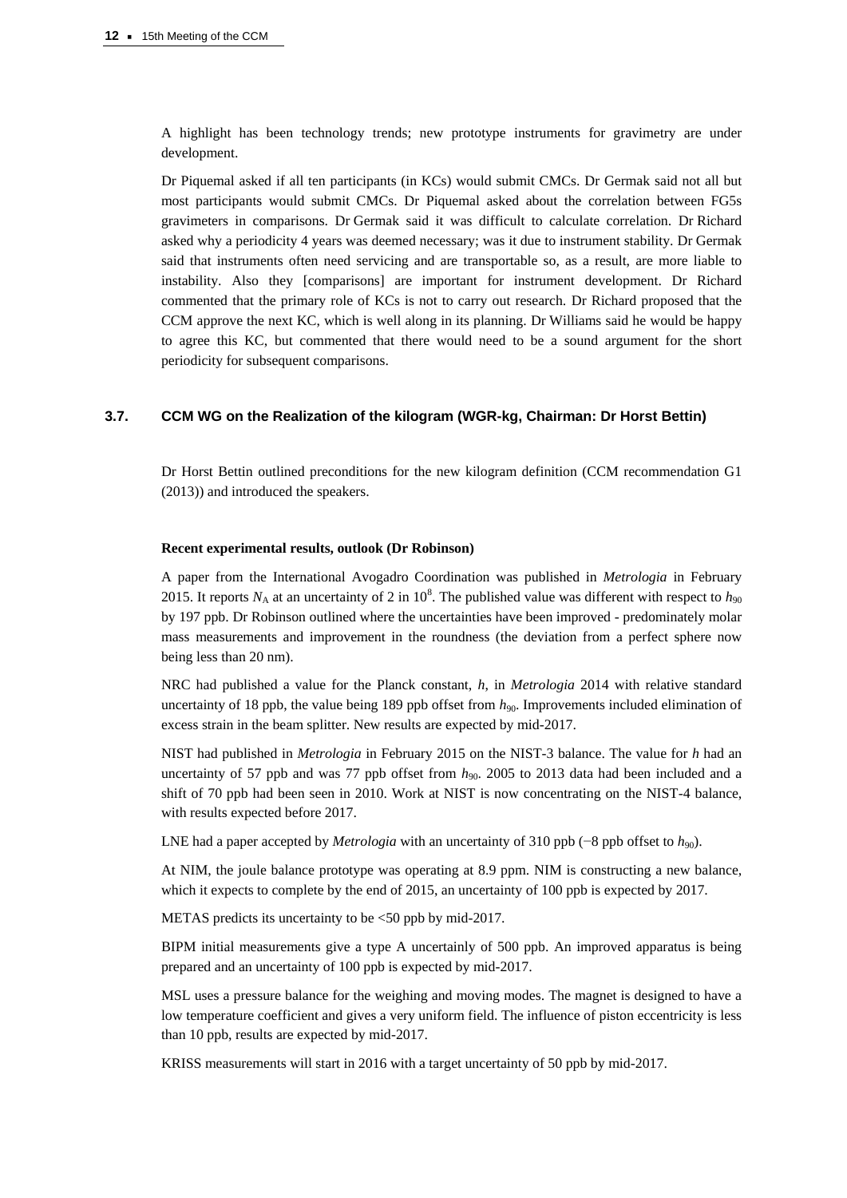A highlight has been technology trends; new prototype instruments for gravimetry are under development.

Dr Piquemal asked if all ten participants (in KCs) would submit CMCs. Dr Germak said not all but most participants would submit CMCs. Dr Piquemal asked about the correlation between FG5s gravimeters in comparisons. Dr Germak said it was difficult to calculate correlation. Dr Richard asked why a periodicity 4 years was deemed necessary; was it due to instrument stability. Dr Germak said that instruments often need servicing and are transportable so, as a result, are more liable to instability. Also they [comparisons] are important for instrument development. Dr Richard commented that the primary role of KCs is not to carry out research. Dr Richard proposed that the CCM approve the next KC, which is well along in its planning. Dr Williams said he would be happy to agree this KC, but commented that there would need to be a sound argument for the short periodicity for subsequent comparisons.

### 3.7. CCM WG on the Realization of the kilogram (WGR-kg, Chairman: Dr Horst Bettin)

Dr Horst Bettin outlined preconditions for the new kilogram definition (CCM recommendation G1 (2013)) and introduced the speakers.

**Recent experimental results, outlook (Dr Robinson)**

A paper from the International Avogadro Coordination was published in *Metrologia* in February 2015. It reports $N_A$ at an uncertainty of 2 in $10^8$. The published value was different with respect to $h_{90}$ by 197 ppb. Dr Robinson outlined where the uncertainties have been improved - predominately molar mass measurements and improvement in the roundness (the deviation from a perfect sphere now being less than 20 nm).

NRC had published a value for the Planck constant, $h$, in *Metrologia* 2014 with relative standard uncertainty of 18 ppb, the value being 189 ppb offset from $h_{90}$. Improvements included elimination of excess strain in the beam splitter. New results are expected by mid-2017.

NIST had published in *Metrologia* in February 2015 on the NIST-3 balance. The value for $h$ had an uncertainty of 57 ppb and was 77 ppb offset from $h_{90}$. 2005 to 2013 data had been included and a shift of 70 ppb had been seen in 2010. Work at NIST is now concentrating on the NIST-4 balance, with results expected before 2017.

LNE had a paper accepted by *Metrologia* with an uncertainty of 310 ppb (−8 ppb offset to $h_{90}$).

At NIM, the joule balance prototype was operating at 8.9 ppm. NIM is constructing a new balance, which it expects to complete by the end of 2015, an uncertainty of 100 ppb is expected by 2017.

METAS predicts its uncertainty to be <50 ppb by mid-2017.

BIPM initial measurements give a type A uncertainly of 500 ppb. An improved apparatus is being prepared and an uncertainty of 100 ppb is expected by mid-2017.

MSL uses a pressure balance for the weighing and moving modes. The magnet is designed to have a low temperature coefficient and gives a very uniform field. The influence of piston eccentricity is less than 10 ppb, results are expected by mid-2017.

KRISS measurements will start in 2016 with a target uncertainty of 50 ppb by mid-2017.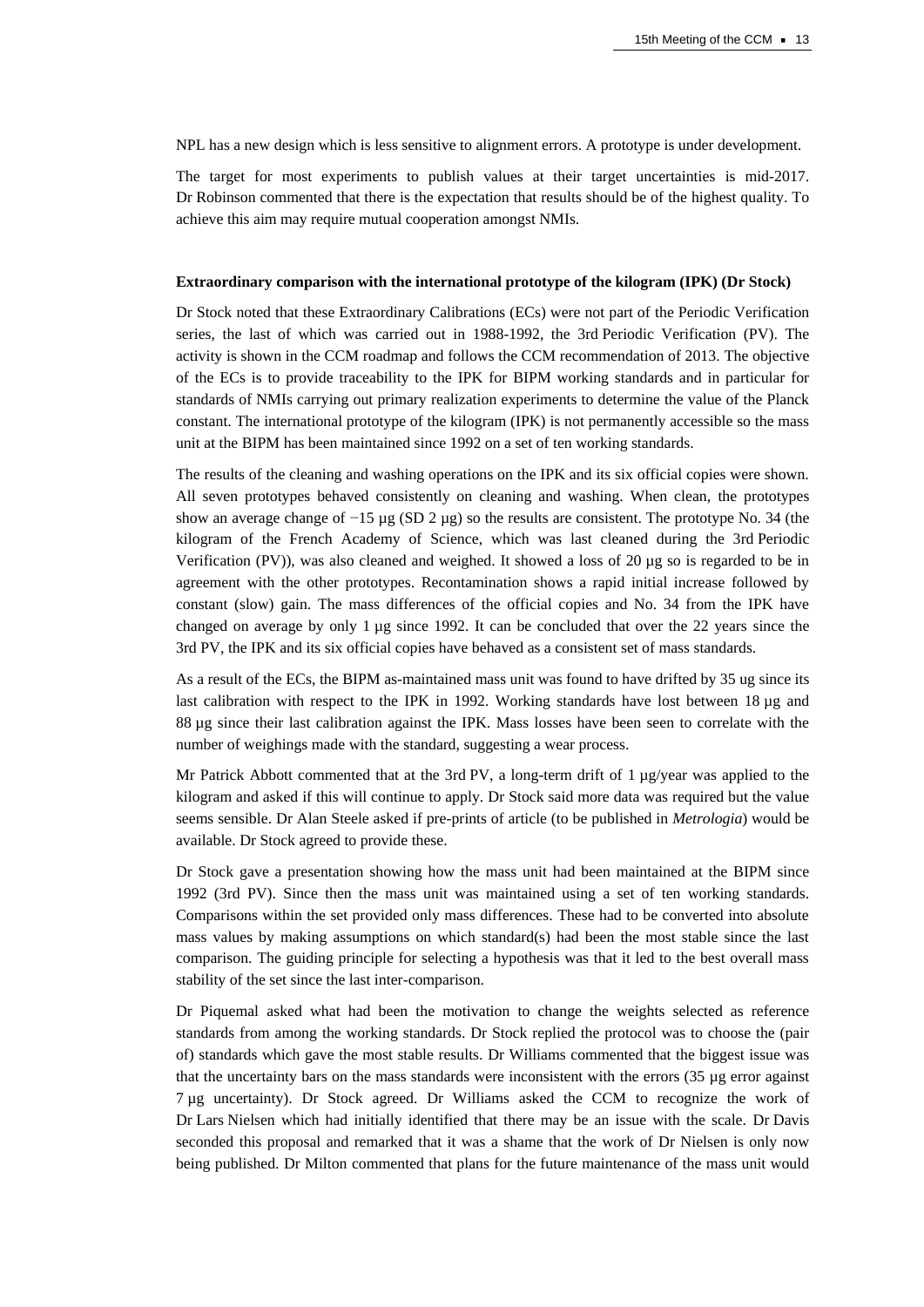NPL has a new design which is less sensitive to alignment errors. A prototype is under development.

The target for most experiments to publish values at their target uncertainties is mid-2017. Dr Robinson commented that there is the expectation that results should be of the highest quality. To achieve this aim may require mutual cooperation amongst NMIs.

**Extraordinary comparison with the international prototype of the kilogram (IPK) (Dr Stock)**

Dr Stock noted that these Extraordinary Calibrations (ECs) were not part of the Periodic Verification series, the last of which was carried out in 1988-1992, the 3rd Periodic Verification (PV). The activity is shown in the CCM roadmap and follows the CCM recommendation of 2013. The objective of the ECs is to provide traceability to the IPK for BIPM working standards and in particular for standards of NMIs carrying out primary realization experiments to determine the value of the Planck constant. The international prototype of the kilogram (IPK) is not permanently accessible so the mass unit at the BIPM has been maintained since 1992 on a set of ten working standards.

The results of the cleaning and washing operations on the IPK and its six official copies were shown. All seven prototypes behaved consistently on cleaning and washing. When clean, the prototypes show an average change of −15 µg (SD 2 µg) so the results are consistent. The prototype No. 34 (the kilogram of the French Academy of Science, which was last cleaned during the 3rd Periodic Verification (PV)), was also cleaned and weighed. It showed a loss of 20 µg so is regarded to be in agreement with the other prototypes. Recontamination shows a rapid initial increase followed by constant (slow) gain. The mass differences of the official copies and No. 34 from the IPK have changed on average by only 1 µg since 1992. It can be concluded that over the 22 years since the 3rd PV, the IPK and its six official copies have behaved as a consistent set of mass standards.

As a result of the ECs, the BIPM as-maintained mass unit was found to have drifted by 35 ug since its last calibration with respect to the IPK in 1992. Working standards have lost between 18 µg and 88 µg since their last calibration against the IPK. Mass losses have been seen to correlate with the number of weighings made with the standard, suggesting a wear process.

Mr Patrick Abbott commented that at the 3rd PV, a long-term drift of 1 µg/year was applied to the kilogram and asked if this will continue to apply. Dr Stock said more data was required but the value seems sensible. Dr Alan Steele asked if pre-prints of article (to be published in *Metrologia*) would be available. Dr Stock agreed to provide these.

Dr Stock gave a presentation showing how the mass unit had been maintained at the BIPM since 1992 (3rd PV). Since then the mass unit was maintained using a set of ten working standards. Comparisons within the set provided only mass differences. These had to be converted into absolute mass values by making assumptions on which standard(s) had been the most stable since the last comparison. The guiding principle for selecting a hypothesis was that it led to the best overall mass stability of the set since the last inter-comparison.

Dr Piquemal asked what had been the motivation to change the weights selected as reference standards from among the working standards. Dr Stock replied the protocol was to choose the (pair of) standards which gave the most stable results. Dr Williams commented that the biggest issue was that the uncertainty bars on the mass standards were inconsistent with the errors (35 µg error against 7 µg uncertainty). Dr Stock agreed. Dr Williams asked the CCM to recognize the work of Dr Lars Nielsen which had initially identified that there may be an issue with the scale. Dr Davis seconded this proposal and remarked that it was a shame that the work of Dr Nielsen is only now being published. Dr Milton commented that plans for the future maintenance of the mass unit would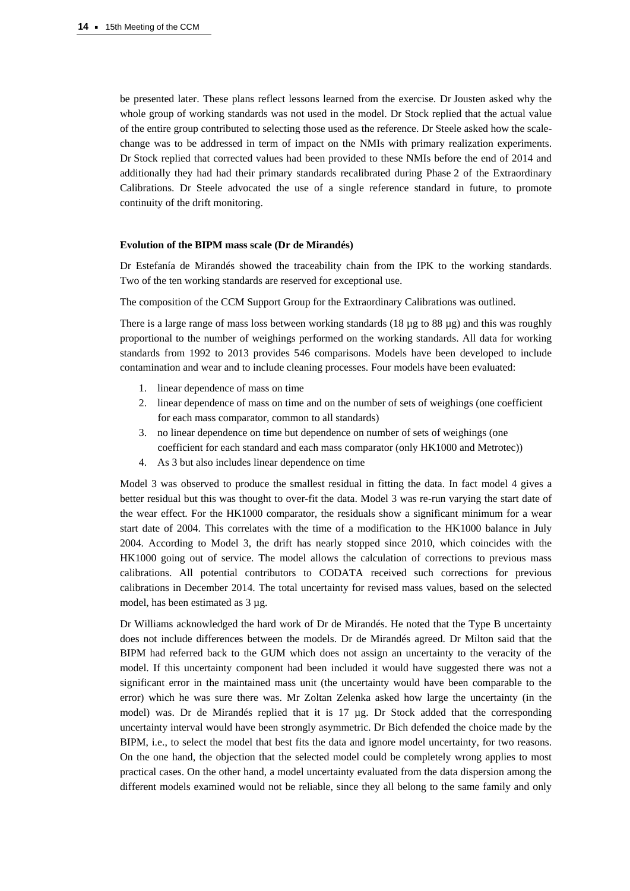be presented later. These plans reflect lessons learned from the exercise. Dr Jousten asked why the whole group of working standards was not used in the model. Dr Stock replied that the actual value of the entire group contributed to selecting those used as the reference. Dr Steele asked how the scale-change was to be addressed in term of impact on the NMIs with primary realization experiments. Dr Stock replied that corrected values had been provided to these NMIs before the end of 2014 and additionally they had had their primary standards recalibrated during Phase 2 of the Extraordinary Calibrations. Dr Steele advocated the use of a single reference standard in future, to promote continuity of the drift monitoring.

#### Evolution of the BIPM mass scale (Dr de Mirandés)

Dr Estefanía de Mirandés showed the traceability chain from the IPK to the working standards. Two of the ten working standards are reserved for exceptional use.

The composition of the CCM Support Group for the Extraordinary Calibrations was outlined.

There is a large range of mass loss between working standards (18 µg to 88 µg) and this was roughly proportional to the number of weighings performed on the working standards. All data for working standards from 1992 to 2013 provides 546 comparisons. Models have been developed to include contamination and wear and to include cleaning processes. Four models have been evaluated:

1. linear dependence of mass on time
2. linear dependence of mass on time and on the number of sets of weighings (one coefficient for each mass comparator, common to all standards)
3. no linear dependence on time but dependence on number of sets of weighings (one coefficient for each standard and each mass comparator (only HK1000 and Metrotec))
4. As 3 but also includes linear dependence on time

Model 3 was observed to produce the smallest residual in fitting the data. In fact model 4 gives a better residual but this was thought to over-fit the data. Model 3 was re-run varying the start date of the wear effect. For the HK1000 comparator, the residuals show a significant minimum for a wear start date of 2004. This correlates with the time of a modification to the HK1000 balance in July 2004. According to Model 3, the drift has nearly stopped since 2010, which coincides with the HK1000 going out of service. The model allows the calculation of corrections to previous mass calibrations. All potential contributors to CODATA received such corrections for previous calibrations in December 2014. The total uncertainty for revised mass values, based on the selected model, has been estimated as 3 µg.

Dr Williams acknowledged the hard work of Dr de Mirandés. He noted that the Type B uncertainty does not include differences between the models. Dr de Mirandés agreed. Dr Milton said that the BIPM had referred back to the GUM which does not assign an uncertainty to the veracity of the model. If this uncertainty component had been included it would have suggested there was not a significant error in the maintained mass unit (the uncertainty would have been comparable to the error) which he was sure there was. Mr Zoltan Zelenka asked how large the uncertainty (in the model) was. Dr de Mirandés replied that it is 17 µg. Dr Stock added that the corresponding uncertainty interval would have been strongly asymmetric. Dr Bich defended the choice made by the BIPM, i.e., to select the model that best fits the data and ignore model uncertainty, for two reasons. On the one hand, the objection that the selected model could be completely wrong applies to most practical cases. On the other hand, a model uncertainty evaluated from the data dispersion among the different models examined would not be reliable, since they all belong to the same family and only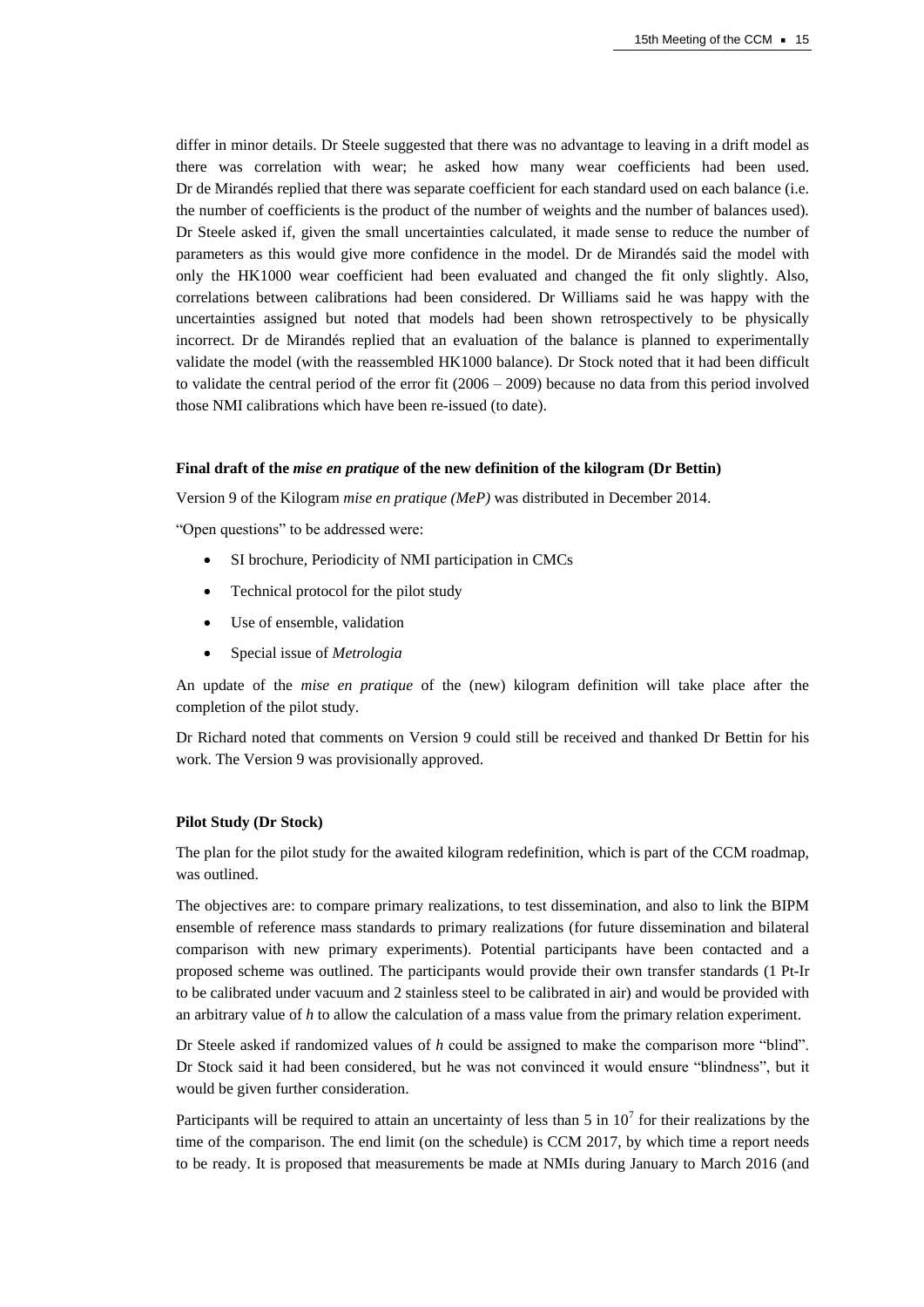differ in minor details. Dr Steele suggested that there was no advantage to leaving in a drift model as there was correlation with wear; he asked how many wear coefficients had been used. Dr de Mirandés replied that there was separate coefficient for each standard used on each balance (i.e. the number of coefficients is the product of the number of weights and the number of balances used). Dr Steele asked if, given the small uncertainties calculated, it made sense to reduce the number of parameters as this would give more confidence in the model. Dr de Mirandés said the model with only the HK1000 wear coefficient had been evaluated and changed the fit only slightly. Also, correlations between calibrations had been considered. Dr Williams said he was happy with the uncertainties assigned but noted that models had been shown retrospectively to be physically incorrect. Dr de Mirandés replied that an evaluation of the balance is planned to experimentally validate the model (with the reassembled HK1000 balance). Dr Stock noted that it had been difficult to validate the central period of the error fit (2006 – 2009) because no data from this period involved those NMI calibrations which have been re-issued (to date).

**Final draft of the *mise en pratique* of the new definition of the kilogram (Dr Bettin)**

Version 9 of the Kilogram *mise en pratique (MeP)* was distributed in December 2014.

"Open questions" to be addressed were:

- SI brochure, Periodicity of NMI participation in CMCs
- Technical protocol for the pilot study
- Use of ensemble, validation
- Special issue of *Metrologia*

An update of the *mise en pratique* of the (new) kilogram definition will take place after the completion of the pilot study.

Dr Richard noted that comments on Version 9 could still be received and thanked Dr Bettin for his work. The Version 9 was provisionally approved.

**Pilot Study (Dr Stock)**

The plan for the pilot study for the awaited kilogram redefinition, which is part of the CCM roadmap, was outlined.

The objectives are: to compare primary realizations, to test dissemination, and also to link the BIPM ensemble of reference mass standards to primary realizations (for future dissemination and bilateral comparison with new primary experiments). Potential participants have been contacted and a proposed scheme was outlined. The participants would provide their own transfer standards (1 Pt-Ir to be calibrated under vacuum and 2 stainless steel to be calibrated in air) and would be provided with an arbitrary value of $h$ to allow the calculation of a mass value from the primary relation experiment.

Dr Steele asked if randomized values of $h$ could be assigned to make the comparison more "blind". Dr Stock said it had been considered, but he was not convinced it would ensure "blindness", but it would be given further consideration.

Participants will be required to attain an uncertainty of less than 5 in $10^7$ for their realizations by the time of the comparison. The end limit (on the schedule) is CCM 2017, by which time a report needs to be ready. It is proposed that measurements be made at NMIs during January to March 2016 (and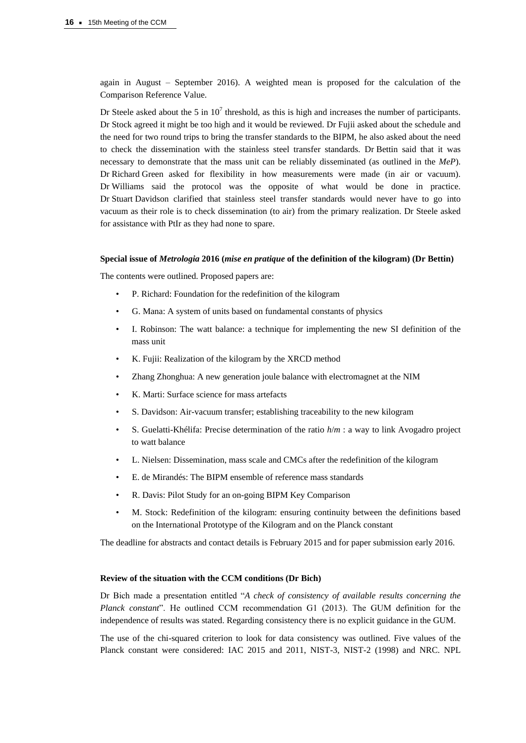again in August – September 2016). A weighted mean is proposed for the calculation of the Comparison Reference Value.

Dr Steele asked about the 5 in $10^7$ threshold, as this is high and increases the number of participants. Dr Stock agreed it might be too high and it would be reviewed. Dr Fujii asked about the schedule and the need for two round trips to bring the transfer standards to the BIPM, he also asked about the need to check the dissemination with the stainless steel transfer standards. Dr Bettin said that it was necessary to demonstrate that the mass unit can be reliably disseminated (as outlined in the *MeP*). Dr Richard Green asked for flexibility in how measurements were made (in air or vacuum). Dr Williams said the protocol was the opposite of what would be done in practice. Dr Stuart Davidson clarified that stainless steel transfer standards would never have to go into vacuum as their role is to check dissemination (to air) from the primary realization. Dr Steele asked for assistance with PtIr as they had none to spare.

#### Special issue of *Metrologia* 2016 (*mise en pratique* of the definition of the kilogram) (Dr Bettin)

The contents were outlined. Proposed papers are:

- P. Richard: Foundation for the redefinition of the kilogram
- G. Mana: A system of units based on fundamental constants of physics
- I. Robinson: The watt balance: a technique for implementing the new SI definition of the mass unit
- K. Fujii: Realization of the kilogram by the XRCD method
- Zhang Zhonghua: A new generation joule balance with electromagnet at the NIM
- K. Marti: Surface science for mass artefacts
- S. Davidson: Air-vacuum transfer; establishing traceability to the new kilogram
- S. Guelatti-Khélifa: Precise determination of the ratio $h/m$ : a way to link Avogadro project to watt balance
- L. Nielsen: Dissemination, mass scale and CMCs after the redefinition of the kilogram
- E. de Mirandés: The BIPM ensemble of reference mass standards
- R. Davis: Pilot Study for an on-going BIPM Key Comparison
- M. Stock: Redefinition of the kilogram: ensuring continuity between the definitions based on the International Prototype of the Kilogram and on the Planck constant

The deadline for abstracts and contact details is February 2015 and for paper submission early 2016.

#### Review of the situation with the CCM conditions (Dr Bich)

Dr Bich made a presentation entitled "*A check of consistency of available results concerning the Planck constant*". He outlined CCM recommendation G1 (2013). The GUM definition for the independence of results was stated. Regarding consistency there is no explicit guidance in the GUM.

The use of the chi-squared criterion to look for data consistency was outlined. Five values of the Planck constant were considered: IAC 2015 and 2011, NIST-3, NIST-2 (1998) and NRC. NPL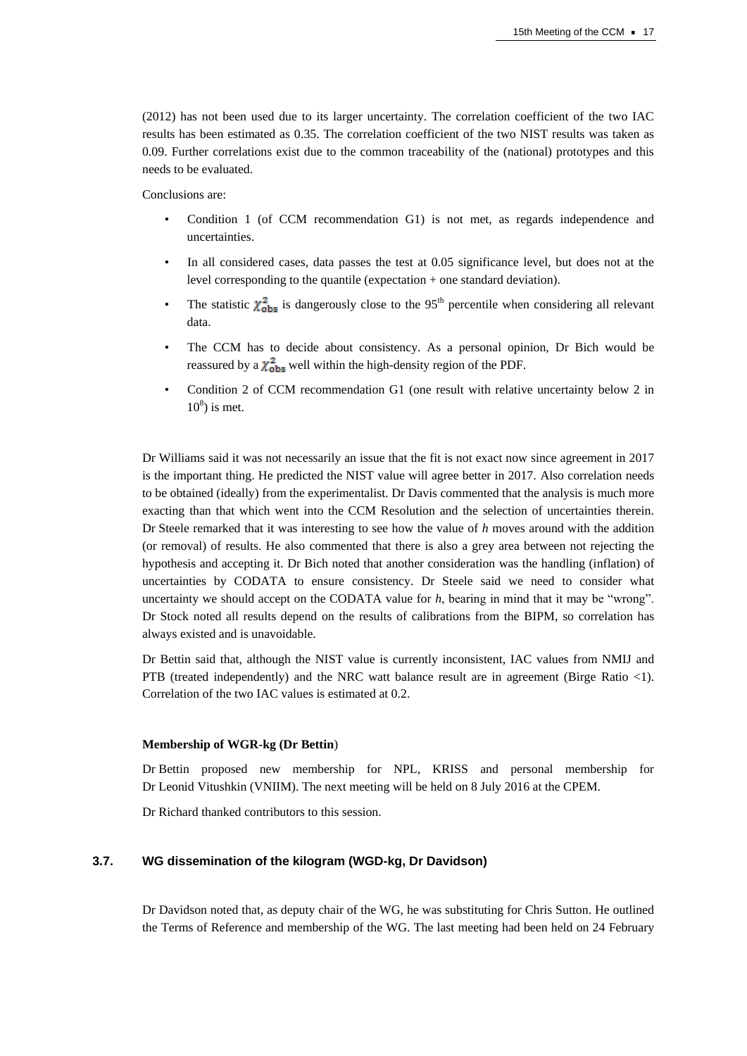(2012) has not been used due to its larger uncertainty. The correlation coefficient of the two IAC results has been estimated as 0.35. The correlation coefficient of the two NIST results was taken as 0.09. Further correlations exist due to the common traceability of the (national) prototypes and this needs to be evaluated.

Conclusions are:

- Condition 1 (of CCM recommendation G1) is not met, as regards independence and uncertainties.
- In all considered cases, data passes the test at 0.05 significance level, but does not at the level corresponding to the quantile (expectation + one standard deviation).
- The statistic $\chi^2_{\mathrm{obs}}$ is dangerously close to the 95th percentile when considering all relevant data.
- The CCM has to decide about consistency. As a personal opinion, Dr Bich would be reassured by a $\chi^2_{\mathrm{obs}}$ well within the high-density region of the PDF.
- Condition 2 of CCM recommendation G1 (one result with relative uncertainty below 2 in $10^8$) is met.

Dr Williams said it was not necessarily an issue that the fit is not exact now since agreement in 2017 is the important thing. He predicted the NIST value will agree better in 2017. Also correlation needs to be obtained (ideally) from the experimentalist. Dr Davis commented that the analysis is much more exacting than that which went into the CCM Resolution and the selection of uncertainties therein. Dr Steele remarked that it was interesting to see how the value of *h* moves around with the addition (or removal) of results. He also commented that there is also a grey area between not rejecting the hypothesis and accepting it. Dr Bich noted that another consideration was the handling (inflation) of uncertainties by CODATA to ensure consistency. Dr Steele said we need to consider what uncertainty we should accept on the CODATA value for *h*, bearing in mind that it may be "wrong". Dr Stock noted all results depend on the results of calibrations from the BIPM, so correlation has always existed and is unavoidable.

Dr Bettin said that, although the NIST value is currently inconsistent, IAC values from NMIJ and PTB (treated independently) and the NRC watt balance result are in agreement (Birge Ratio <1). Correlation of the two IAC values is estimated at 0.2.

**Membership of WGR-kg (Dr Bettin)**

Dr Bettin proposed new membership for NPL, KRISS and personal membership for Dr Leonid Vitushkin (VNIIM). The next meeting will be held on 8 July 2016 at the CPEM.

Dr Richard thanked contributors to this session.

### 3.7. WG dissemination of the kilogram (WGD-kg, Dr Davidson)

Dr Davidson noted that, as deputy chair of the WG, he was substituting for Chris Sutton. He outlined the Terms of Reference and membership of the WG. The last meeting had been held on 24 February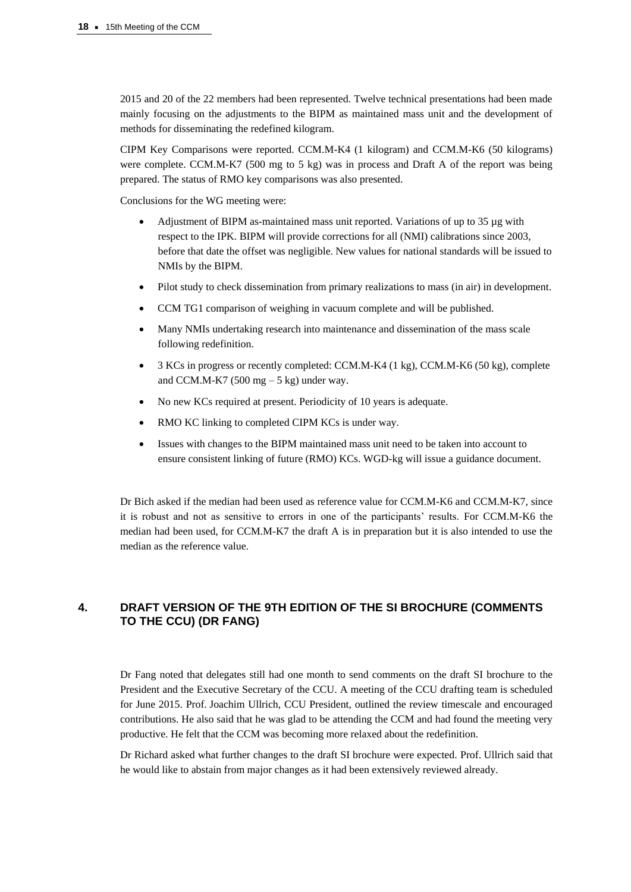2015 and 20 of the 22 members had been represented. Twelve technical presentations had been made mainly focusing on the adjustments to the BIPM as maintained mass unit and the development of methods for disseminating the redefined kilogram.

CIPM Key Comparisons were reported. CCM.M-K4 (1 kilogram) and CCM.M-K6 (50 kilograms) were complete. CCM.M-K7 (500 mg to 5 kg) was in process and Draft A of the report was being prepared. The status of RMO key comparisons was also presented.

Conclusions for the WG meeting were:

- Adjustment of BIPM as-maintained mass unit reported. Variations of up to 35 µg with respect to the IPK. BIPM will provide corrections for all (NMI) calibrations since 2003, before that date the offset was negligible. New values for national standards will be issued to NMIs by the BIPM.
- Pilot study to check dissemination from primary realizations to mass (in air) in development.
- CCM TG1 comparison of weighing in vacuum complete and will be published.
- Many NMIs undertaking research into maintenance and dissemination of the mass scale following redefinition.
- 3 KCs in progress or recently completed: CCM.M-K4 (1 kg), CCM.M-K6 (50 kg), complete and CCM.M-K7 (500 mg – 5 kg) under way.
- No new KCs required at present. Periodicity of 10 years is adequate.
- RMO KC linking to completed CIPM KCs is under way.
- Issues with changes to the BIPM maintained mass unit need to be taken into account to ensure consistent linking of future (RMO) KCs. WGD-kg will issue a guidance document.

Dr Bich asked if the median had been used as reference value for CCM.M-K6 and CCM.M-K7, since it is robust and not as sensitive to errors in one of the participants' results. For CCM.M-K6 the median had been used, for CCM.M-K7 the draft A is in preparation but it is also intended to use the median as the reference value.

## 4. DRAFT VERSION OF THE 9TH EDITION OF THE SI BROCHURE (COMMENTS TO THE CCU) (DR FANG)

Dr Fang noted that delegates still had one month to send comments on the draft SI brochure to the President and the Executive Secretary of the CCU. A meeting of the CCU drafting team is scheduled for June 2015. Prof. Joachim Ullrich, CCU President, outlined the review timescale and encouraged contributions. He also said that he was glad to be attending the CCM and had found the meeting very productive. He felt that the CCM was becoming more relaxed about the redefinition.

Dr Richard asked what further changes to the draft SI brochure were expected. Prof. Ullrich said that he would like to abstain from major changes as it had been extensively reviewed already.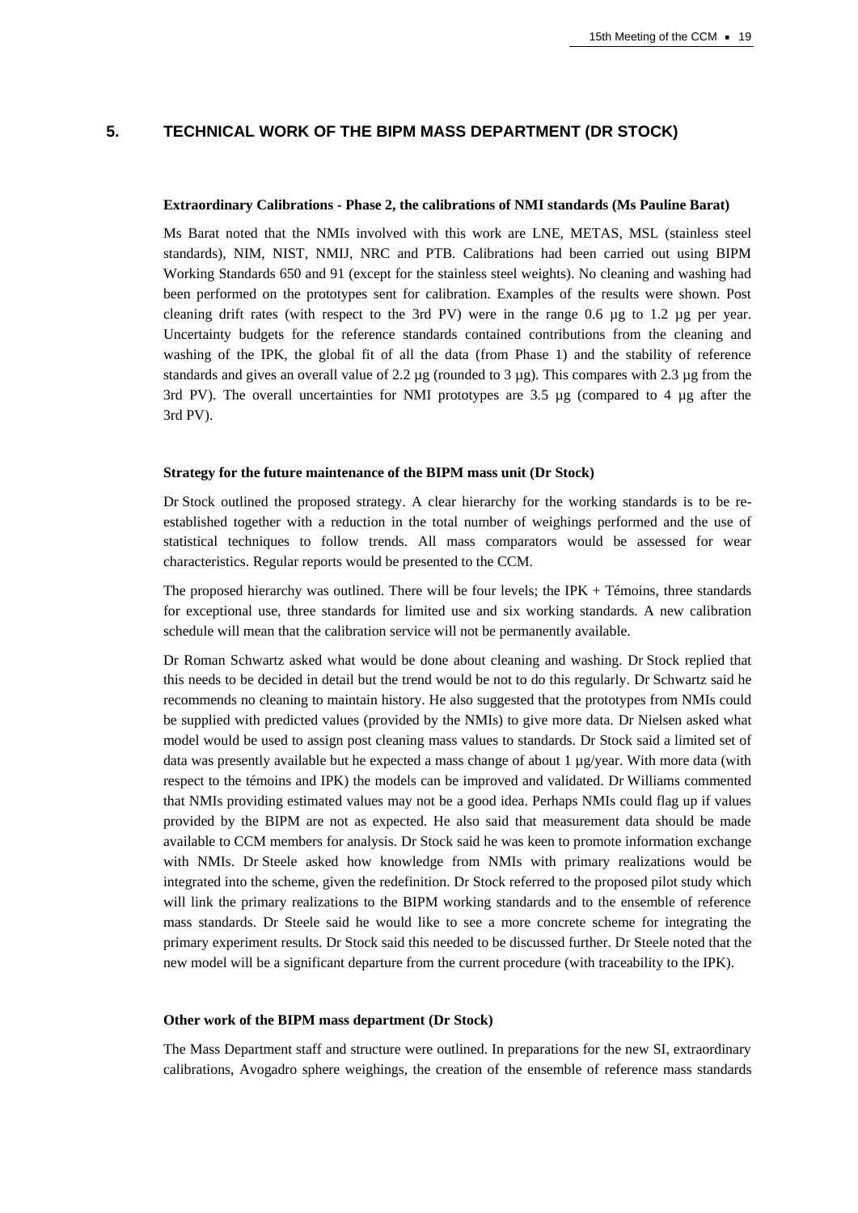## 5. TECHNICAL WORK OF THE BIPM MASS DEPARTMENT (DR STOCK)

**Extraordinary Calibrations - Phase 2, the calibrations of NMI standards (Ms Pauline Barat)**

Ms Barat noted that the NMIs involved with this work are LNE, METAS, MSL (stainless steel standards), NIM, NIST, NMIJ, NRC and PTB. Calibrations had been carried out using BIPM Working Standards 650 and 91 (except for the stainless steel weights). No cleaning and washing had been performed on the prototypes sent for calibration. Examples of the results were shown. Post cleaning drift rates (with respect to the 3rd PV) were in the range 0.6 µg to 1.2 µg per year. Uncertainty budgets for the reference standards contained contributions from the cleaning and washing of the IPK, the global fit of all the data (from Phase 1) and the stability of reference standards and gives an overall value of 2.2 µg (rounded to 3 µg). This compares with 2.3 µg from the 3rd PV). The overall uncertainties for NMI prototypes are 3.5 µg (compared to 4 µg after the 3rd PV).

**Strategy for the future maintenance of the BIPM mass unit (Dr Stock)**

Dr Stock outlined the proposed strategy. A clear hierarchy for the working standards is to be re-established together with a reduction in the total number of weighings performed and the use of statistical techniques to follow trends. All mass comparators would be assessed for wear characteristics. Regular reports would be presented to the CCM.

The proposed hierarchy was outlined. There will be four levels; the IPK + Témoins, three standards for exceptional use, three standards for limited use and six working standards. A new calibration schedule will mean that the calibration service will not be permanently available.

Dr Roman Schwartz asked what would be done about cleaning and washing. Dr Stock replied that this needs to be decided in detail but the trend would be not to do this regularly. Dr Schwartz said he recommends no cleaning to maintain history. He also suggested that the prototypes from NMIs could be supplied with predicted values (provided by the NMIs) to give more data. Dr Nielsen asked what model would be used to assign post cleaning mass values to standards. Dr Stock said a limited set of data was presently available but he expected a mass change of about 1 µg/year. With more data (with respect to the témoins and IPK) the models can be improved and validated. Dr Williams commented that NMIs providing estimated values may not be a good idea. Perhaps NMIs could flag up if values provided by the BIPM are not as expected. He also said that measurement data should be made available to CCM members for analysis. Dr Stock said he was keen to promote information exchange with NMIs. Dr Steele asked how knowledge from NMIs with primary realizations would be integrated into the scheme, given the redefinition. Dr Stock referred to the proposed pilot study which will link the primary realizations to the BIPM working standards and to the ensemble of reference mass standards. Dr Steele said he would like to see a more concrete scheme for integrating the primary experiment results. Dr Stock said this needed to be discussed further. Dr Steele noted that the new model will be a significant departure from the current procedure (with traceability to the IPK).

**Other work of the BIPM mass department (Dr Stock)**

The Mass Department staff and structure were outlined. In preparations for the new SI, extraordinary calibrations, Avogadro sphere weighings, the creation of the ensemble of reference mass standards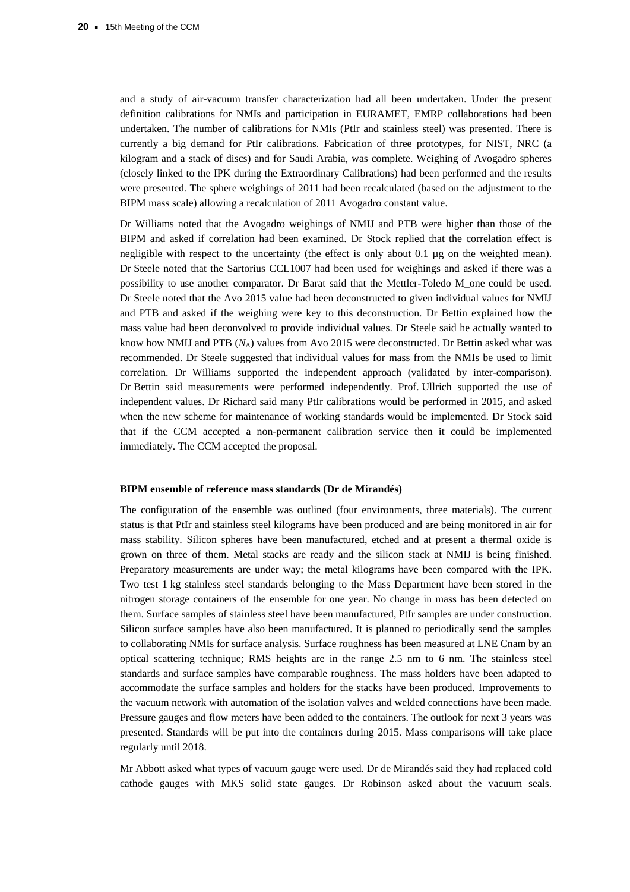and a study of air-vacuum transfer characterization had all been undertaken. Under the present definition calibrations for NMIs and participation in EURAMET, EMRP collaborations had been undertaken. The number of calibrations for NMIs (PtIr and stainless steel) was presented. There is currently a big demand for PtIr calibrations. Fabrication of three prototypes, for NIST, NRC (a kilogram and a stack of discs) and for Saudi Arabia, was complete. Weighing of Avogadro spheres (closely linked to the IPK during the Extraordinary Calibrations) had been performed and the results were presented. The sphere weighings of 2011 had been recalculated (based on the adjustment to the BIPM mass scale) allowing a recalculation of 2011 Avogadro constant value.

Dr Williams noted that the Avogadro weighings of NMIJ and PTB were higher than those of the BIPM and asked if correlation had been examined. Dr Stock replied that the correlation effect is negligible with respect to the uncertainty (the effect is only about 0.1 µg on the weighted mean). Dr Steele noted that the Sartorius CCL1007 had been used for weighings and asked if there was a possibility to use another comparator. Dr Barat said that the Mettler-Toledo M_one could be used. Dr Steele noted that the Avo 2015 value had been deconstructed to given individual values for NMIJ and PTB and asked if the weighing were key to this deconstruction. Dr Bettin explained how the mass value had been deconvolved to provide individual values. Dr Steele said he actually wanted to know how NMIJ and PTB ($N_A$) values from Avo 2015 were deconstructed. Dr Bettin asked what was recommended. Dr Steele suggested that individual values for mass from the NMIs be used to limit correlation. Dr Williams supported the independent approach (validated by inter-comparison). Dr Bettin said measurements were performed independently. Prof. Ullrich supported the use of independent values. Dr Richard said many PtIr calibrations would be performed in 2015, and asked when the new scheme for maintenance of working standards would be implemented. Dr Stock said that if the CCM accepted a non-permanent calibration service then it could be implemented immediately. The CCM accepted the proposal.

**BIPM ensemble of reference mass standards (Dr de Mirandés)**

The configuration of the ensemble was outlined (four environments, three materials). The current status is that PtIr and stainless steel kilograms have been produced and are being monitored in air for mass stability. Silicon spheres have been manufactured, etched and at present a thermal oxide is grown on three of them. Metal stacks are ready and the silicon stack at NMIJ is being finished. Preparatory measurements are under way; the metal kilograms have been compared with the IPK. Two test 1 kg stainless steel standards belonging to the Mass Department have been stored in the nitrogen storage containers of the ensemble for one year. No change in mass has been detected on them. Surface samples of stainless steel have been manufactured, PtIr samples are under construction. Silicon surface samples have also been manufactured. It is planned to periodically send the samples to collaborating NMIs for surface analysis. Surface roughness has been measured at LNE Cnam by an optical scattering technique; RMS heights are in the range 2.5 nm to 6 nm. The stainless steel standards and surface samples have comparable roughness. The mass holders have been adapted to accommodate the surface samples and holders for the stacks have been produced. Improvements to the vacuum network with automation of the isolation valves and welded connections have been made. Pressure gauges and flow meters have been added to the containers. The outlook for next 3 years was presented. Standards will be put into the containers during 2015. Mass comparisons will take place regularly until 2018.

Mr Abbott asked what types of vacuum gauge were used. Dr de Mirandés said they had replaced cold cathode gauges with MKS solid state gauges. Dr Robinson asked about the vacuum seals.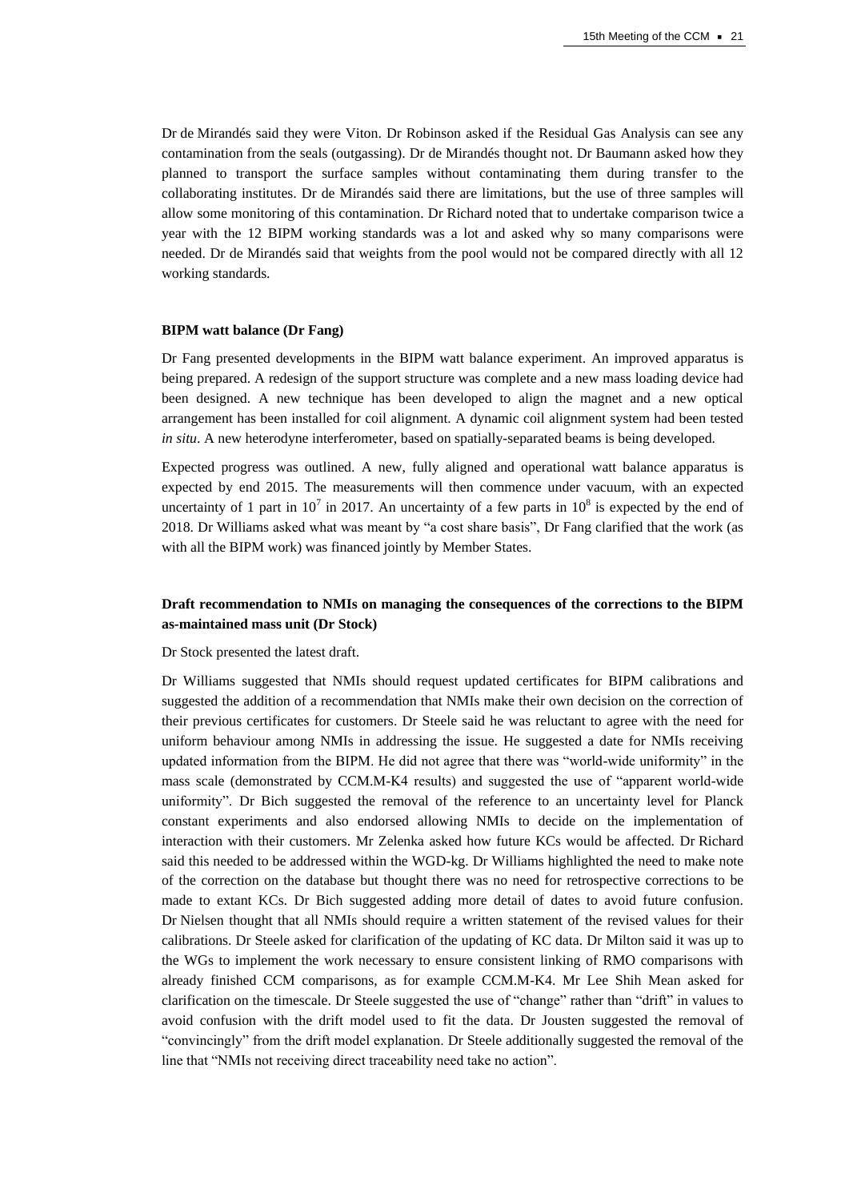Dr de Mirandés said they were Viton. Dr Robinson asked if the Residual Gas Analysis can see any contamination from the seals (outgassing). Dr de Mirandés thought not. Dr Baumann asked how they planned to transport the surface samples without contaminating them during transfer to the collaborating institutes. Dr de Mirandés said there are limitations, but the use of three samples will allow some monitoring of this contamination. Dr Richard noted that to undertake comparison twice a year with the 12 BIPM working standards was a lot and asked why so many comparisons were needed. Dr de Mirandés said that weights from the pool would not be compared directly with all 12 working standards.

**BIPM watt balance (Dr Fang)**

Dr Fang presented developments in the BIPM watt balance experiment. An improved apparatus is being prepared. A redesign of the support structure was complete and a new mass loading device had been designed. A new technique has been developed to align the magnet and a new optical arrangement has been installed for coil alignment. A dynamic coil alignment system had been tested *in situ*. A new heterodyne interferometer, based on spatially-separated beams is being developed.

Expected progress was outlined. A new, fully aligned and operational watt balance apparatus is expected by end 2015. The measurements will then commence under vacuum, with an expected uncertainty of 1 part in $10^7$ in 2017. An uncertainty of a few parts in $10^8$ is expected by the end of 2018. Dr Williams asked what was meant by "a cost share basis", Dr Fang clarified that the work (as with all the BIPM work) was financed jointly by Member States.

**Draft recommendation to NMIs on managing the consequences of the corrections to the BIPM as-maintained mass unit (Dr Stock)**

Dr Stock presented the latest draft.

Dr Williams suggested that NMIs should request updated certificates for BIPM calibrations and suggested the addition of a recommendation that NMIs make their own decision on the correction of their previous certificates for customers. Dr Steele said he was reluctant to agree with the need for uniform behaviour among NMIs in addressing the issue. He suggested a date for NMIs receiving updated information from the BIPM. He did not agree that there was "world-wide uniformity" in the mass scale (demonstrated by CCM.M-K4 results) and suggested the use of "apparent world-wide uniformity". Dr Bich suggested the removal of the reference to an uncertainty level for Planck constant experiments and also endorsed allowing NMIs to decide on the implementation of interaction with their customers. Mr Zelenka asked how future KCs would be affected. Dr Richard said this needed to be addressed within the WGD-kg. Dr Williams highlighted the need to make note of the correction on the database but thought there was no need for retrospective corrections to be made to extant KCs. Dr Bich suggested adding more detail of dates to avoid future confusion. Dr Nielsen thought that all NMIs should require a written statement of the revised values for their calibrations. Dr Steele asked for clarification of the updating of KC data. Dr Milton said it was up to the WGs to implement the work necessary to ensure consistent linking of RMO comparisons with already finished CCM comparisons, as for example CCM.M-K4. Mr Lee Shih Mean asked for clarification on the timescale. Dr Steele suggested the use of "change" rather than "drift" in values to avoid confusion with the drift model used to fit the data. Dr Jousten suggested the removal of "convincingly" from the drift model explanation. Dr Steele additionally suggested the removal of the line that "NMIs not receiving direct traceability need take no action".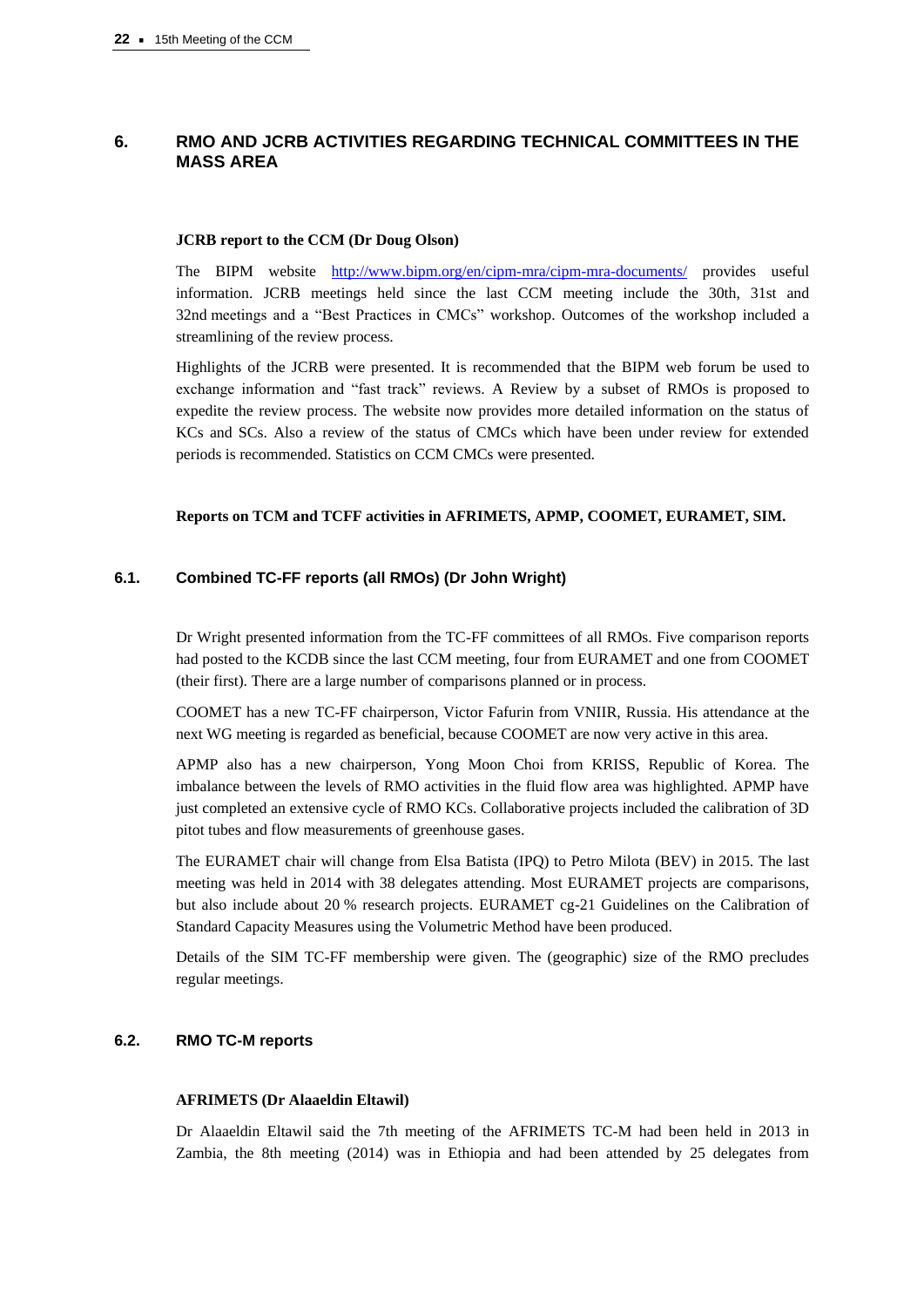## 6. RMO AND JCRB ACTIVITIES REGARDING TECHNICAL COMMITTEES IN THE MASS AREA

**JCRB report to the CCM (Dr Doug Olson)**

The BIPM website http://www.bipm.org/en/cipm-mra/cipm-mra-documents/ provides useful information. JCRB meetings held since the last CCM meeting include the 30th, 31st and 32nd meetings and a “Best Practices in CMCs” workshop. Outcomes of the workshop included a streamlining of the review process.

Highlights of the JCRB were presented. It is recommended that the BIPM web forum be used to exchange information and “fast track” reviews. A Review by a subset of RMOs is proposed to expedite the review process. The website now provides more detailed information on the status of KCs and SCs. Also a review of the status of CMCs which have been under review for extended periods is recommended. Statistics on CCM CMCs were presented.

**Reports on TCM and TCFF activities in AFRIMETS, APMP, COOMET, EURAMET, SIM.**

### 6.1. Combined TC-FF reports (all RMOs) (Dr John Wright)

Dr Wright presented information from the TC-FF committees of all RMOs. Five comparison reports had posted to the KCDB since the last CCM meeting, four from EURAMET and one from COOMET (their first). There are a large number of comparisons planned or in process.

COOMET has a new TC-FF chairperson, Victor Fafurin from VNIIR, Russia. His attendance at the next WG meeting is regarded as beneficial, because COOMET are now very active in this area.

APMP also has a new chairperson, Yong Moon Choi from KRISS, Republic of Korea. The imbalance between the levels of RMO activities in the fluid flow area was highlighted. APMP have just completed an extensive cycle of RMO KCs. Collaborative projects included the calibration of 3D pitot tubes and flow measurements of greenhouse gases.

The EURAMET chair will change from Elsa Batista (IPQ) to Petro Milota (BEV) in 2015. The last meeting was held in 2014 with 38 delegates attending. Most EURAMET projects are comparisons, but also include about 20 % research projects. EURAMET cg-21 Guidelines on the Calibration of Standard Capacity Measures using the Volumetric Method have been produced.

Details of the SIM TC-FF membership were given. The (geographic) size of the RMO precludes regular meetings.

### 6.2. RMO TC-M reports

**AFRIMETS (Dr Alaaeldin Eltawil)**

Dr Alaaeldin Eltawil said the 7th meeting of the AFRIMETS TC-M had been held in 2013 in Zambia, the 8th meeting (2014) was in Ethiopia and had been attended by 25 delegates from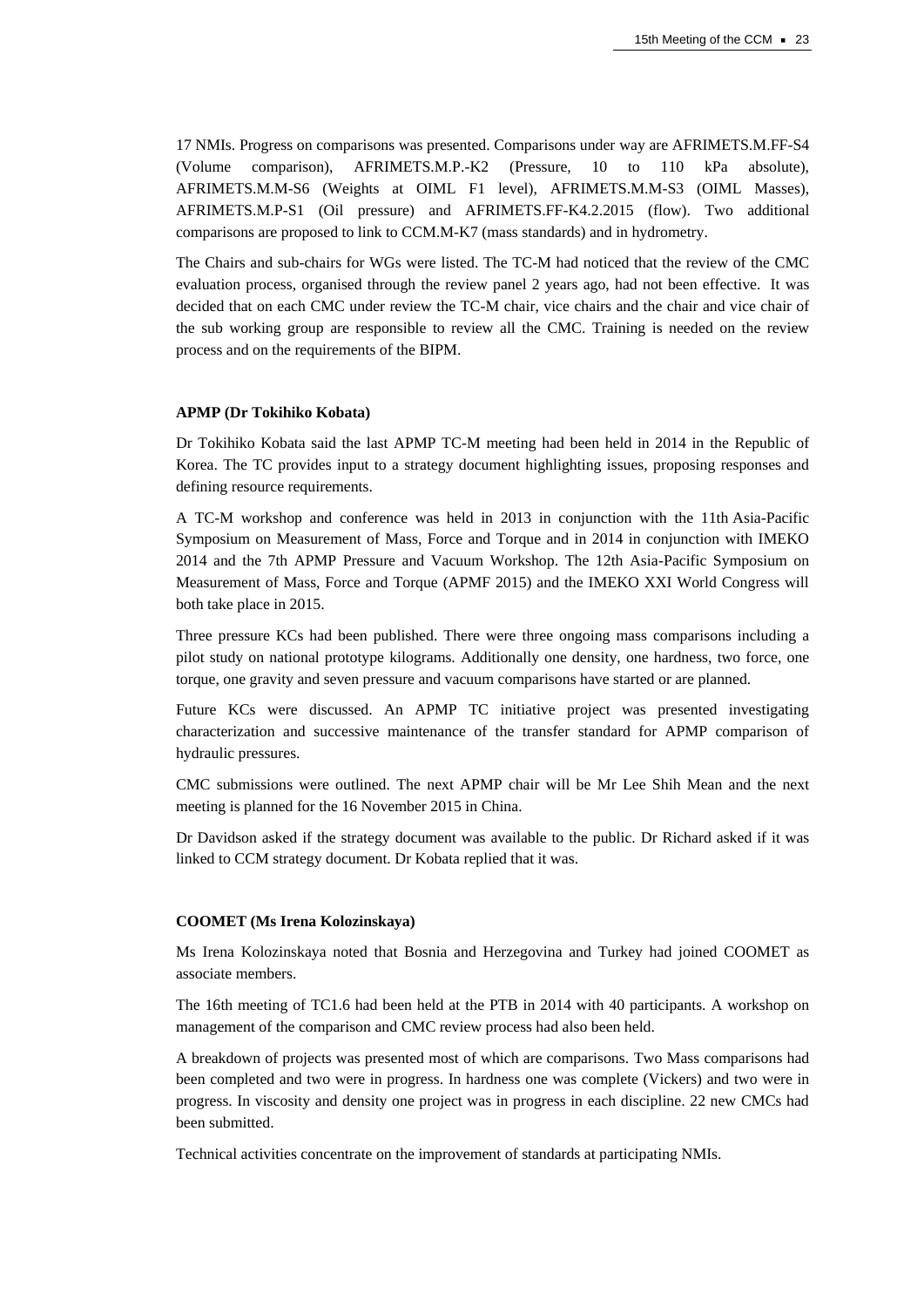17 NMIs. Progress on comparisons was presented. Comparisons under way are AFRIMETS.M.FF-S4 (Volume comparison), AFRIMETS.M.P.-K2 (Pressure, 10 to 110 kPa absolute), AFRIMETS.M.M-S6 (Weights at OIML F1 level), AFRIMETS.M.M-S3 (OIML Masses), AFRIMETS.M.P-S1 (Oil pressure) and AFRIMETS.FF-K4.2.2015 (flow). Two additional comparisons are proposed to link to CCM.M-K7 (mass standards) and in hydrometry.

The Chairs and sub-chairs for WGs were listed. The TC-M had noticed that the review of the CMC evaluation process, organised through the review panel 2 years ago, had not been effective. It was decided that on each CMC under review the TC-M chair, vice chairs and the chair and vice chair of the sub working group are responsible to review all the CMC. Training is needed on the review process and on the requirements of the BIPM.

**APMP (Dr Tokihiko Kobata)**

Dr Tokihiko Kobata said the last APMP TC-M meeting had been held in 2014 in the Republic of Korea. The TC provides input to a strategy document highlighting issues, proposing responses and defining resource requirements.

A TC-M workshop and conference was held in 2013 in conjunction with the 11th Asia-Pacific Symposium on Measurement of Mass, Force and Torque and in 2014 in conjunction with IMEKO 2014 and the 7th APMP Pressure and Vacuum Workshop. The 12th Asia-Pacific Symposium on Measurement of Mass, Force and Torque (APMF 2015) and the IMEKO XXI World Congress will both take place in 2015.

Three pressure KCs had been published. There were three ongoing mass comparisons including a pilot study on national prototype kilograms. Additionally one density, one hardness, two force, one torque, one gravity and seven pressure and vacuum comparisons have started or are planned.

Future KCs were discussed. An APMP TC initiative project was presented investigating characterization and successive maintenance of the transfer standard for APMP comparison of hydraulic pressures.

CMC submissions were outlined. The next APMP chair will be Mr Lee Shih Mean and the next meeting is planned for the 16 November 2015 in China.

Dr Davidson asked if the strategy document was available to the public. Dr Richard asked if it was linked to CCM strategy document. Dr Kobata replied that it was.

**COOMET (Ms Irena Kolozinskaya)**

Ms Irena Kolozinskaya noted that Bosnia and Herzegovina and Turkey had joined COOMET as associate members.

The 16th meeting of TC1.6 had been held at the PTB in 2014 with 40 participants. A workshop on management of the comparison and CMC review process had also been held.

A breakdown of projects was presented most of which are comparisons. Two Mass comparisons had been completed and two were in progress. In hardness one was complete (Vickers) and two were in progress. In viscosity and density one project was in progress in each discipline. 22 new CMCs had been submitted.

Technical activities concentrate on the improvement of standards at participating NMIs.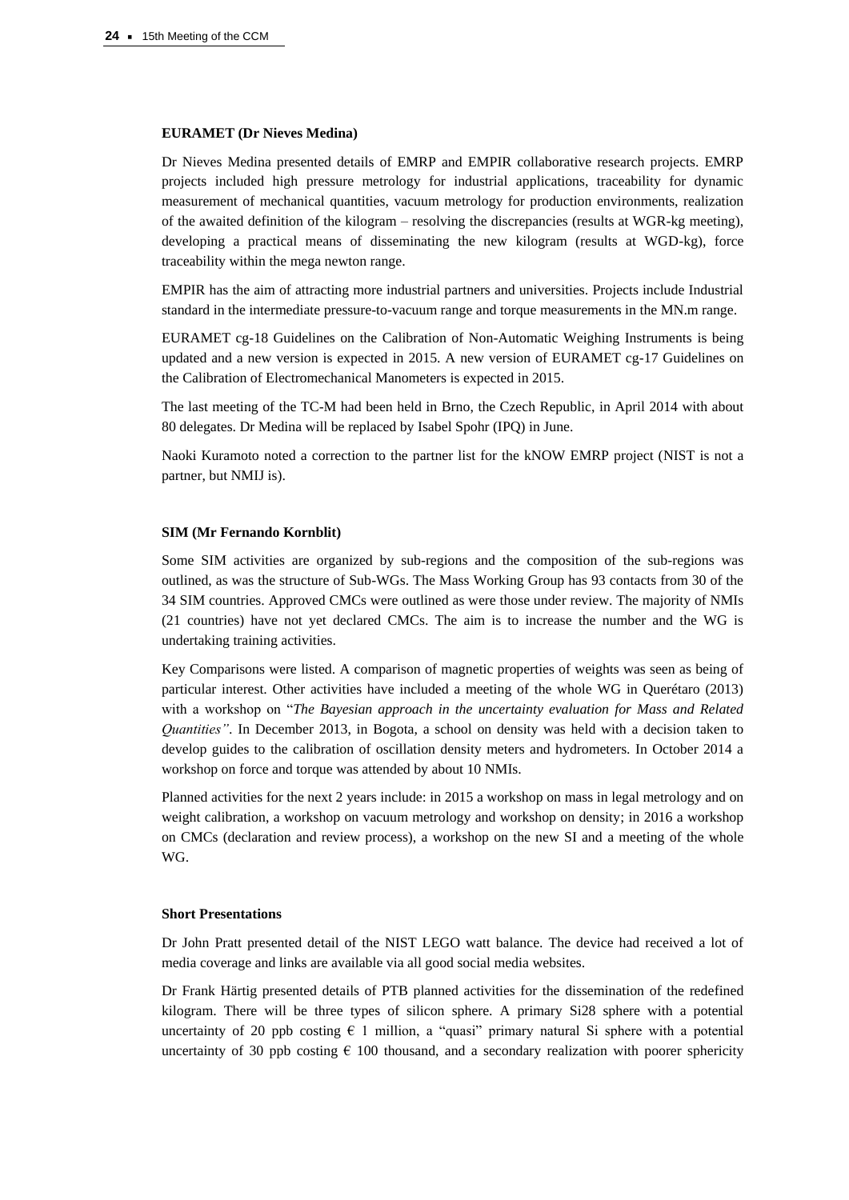**EURAMET (Dr Nieves Medina)**

Dr Nieves Medina presented details of EMRP and EMPIR collaborative research projects. EMRP projects included high pressure metrology for industrial applications, traceability for dynamic measurement of mechanical quantities, vacuum metrology for production environments, realization of the awaited definition of the kilogram – resolving the discrepancies (results at WGR-kg meeting), developing a practical means of disseminating the new kilogram (results at WGD-kg), force traceability within the mega newton range.

EMPIR has the aim of attracting more industrial partners and universities. Projects include Industrial standard in the intermediate pressure-to-vacuum range and torque measurements in the MN.m range.

EURAMET cg-18 Guidelines on the Calibration of Non-Automatic Weighing Instruments is being updated and a new version is expected in 2015. A new version of EURAMET cg-17 Guidelines on the Calibration of Electromechanical Manometers is expected in 2015.

The last meeting of the TC-M had been held in Brno, the Czech Republic, in April 2014 with about 80 delegates. Dr Medina will be replaced by Isabel Spohr (IPQ) in June.

Naoki Kuramoto noted a correction to the partner list for the kNOW EMRP project (NIST is not a partner, but NMIJ is).

**SIM (Mr Fernando Kornblit)**

Some SIM activities are organized by sub-regions and the composition of the sub-regions was outlined, as was the structure of Sub-WGs. The Mass Working Group has 93 contacts from 30 of the 34 SIM countries. Approved CMCs were outlined as were those under review. The majority of NMIs (21 countries) have not yet declared CMCs. The aim is to increase the number and the WG is undertaking training activities.

Key Comparisons were listed. A comparison of magnetic properties of weights was seen as being of particular interest. Other activities have included a meeting of the whole WG in Querétaro (2013) with a workshop on "*The Bayesian approach in the uncertainty evaluation for Mass and Related Quantities"*. In December 2013, in Bogota, a school on density was held with a decision taken to develop guides to the calibration of oscillation density meters and hydrometers. In October 2014 a workshop on force and torque was attended by about 10 NMIs.

Planned activities for the next 2 years include: in 2015 a workshop on mass in legal metrology and on weight calibration, a workshop on vacuum metrology and workshop on density; in 2016 a workshop on CMCs (declaration and review process), a workshop on the new SI and a meeting of the whole WG.

**Short Presentations**

Dr John Pratt presented detail of the NIST LEGO watt balance. The device had received a lot of media coverage and links are available via all good social media websites.

Dr Frank Härtig presented details of PTB planned activities for the dissemination of the redefined kilogram. There will be three types of silicon sphere. A primary Si28 sphere with a potential uncertainty of 20 ppb costing € 1 million, a "quasi" primary natural Si sphere with a potential uncertainty of 30 ppb costing € 100 thousand, and a secondary realization with poorer sphericity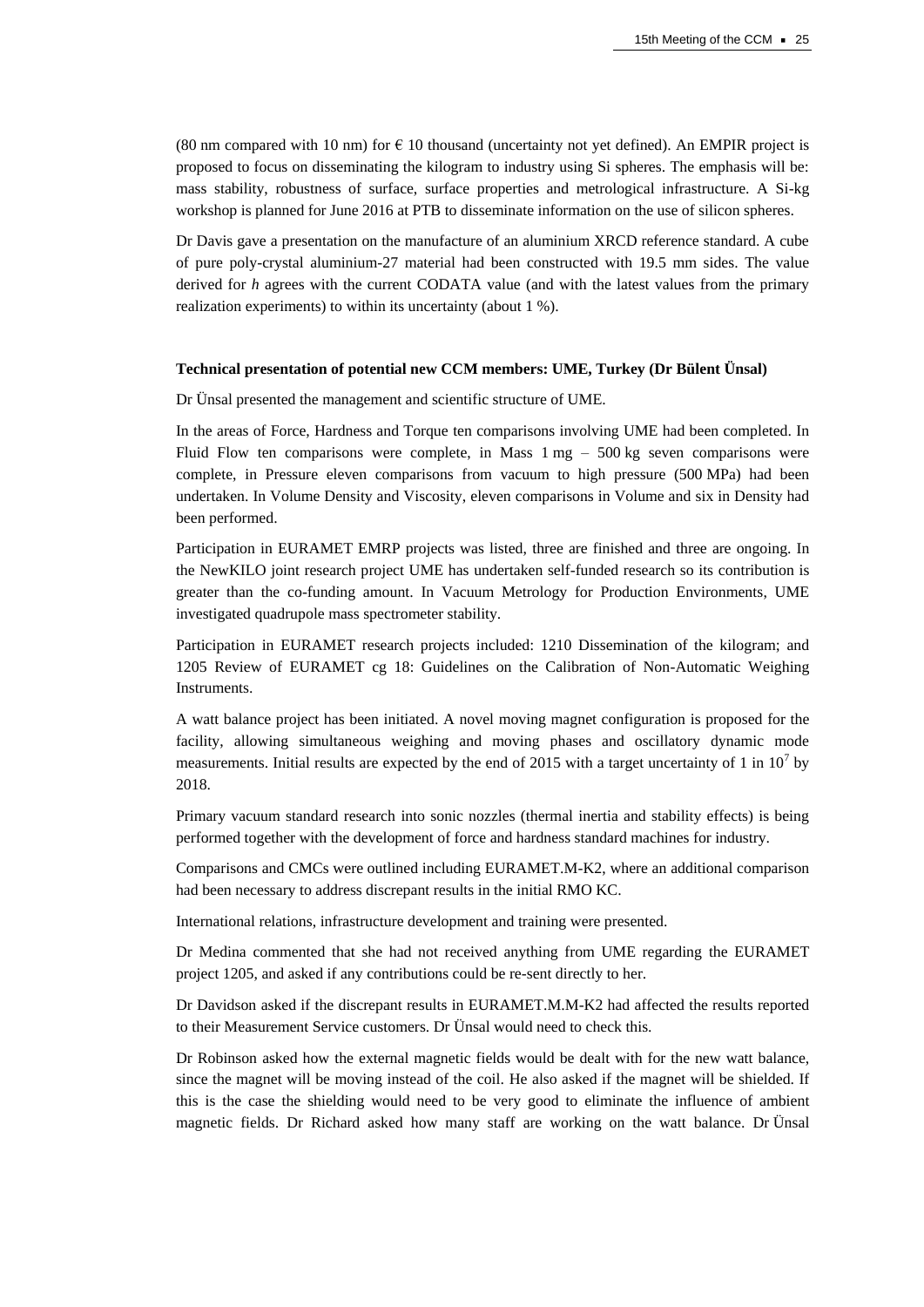(80 nm compared with 10 nm) for € 10 thousand (uncertainty not yet defined). An EMPIR project is proposed to focus on disseminating the kilogram to industry using Si spheres. The emphasis will be: mass stability, robustness of surface, surface properties and metrological infrastructure. A Si-kg workshop is planned for June 2016 at PTB to disseminate information on the use of silicon spheres.

Dr Davis gave a presentation on the manufacture of an aluminium XRCD reference standard. A cube of pure poly-crystal aluminium-27 material had been constructed with 19.5 mm sides. The value derived for $h$ agrees with the current CODATA value (and with the latest values from the primary realization experiments) to within its uncertainty (about 1 %).

**Technical presentation of potential new CCM members: UME, Turkey (Dr Bülent Ünsal)**

Dr Ünsal presented the management and scientific structure of UME.

In the areas of Force, Hardness and Torque ten comparisons involving UME had been completed. In Fluid Flow ten comparisons were complete, in Mass 1 mg – 500 kg seven comparisons were complete, in Pressure eleven comparisons from vacuum to high pressure (500 MPa) had been undertaken. In Volume Density and Viscosity, eleven comparisons in Volume and six in Density had been performed.

Participation in EURAMET EMRP projects was listed, three are finished and three are ongoing. In the NewKILO joint research project UME has undertaken self-funded research so its contribution is greater than the co-funding amount. In Vacuum Metrology for Production Environments, UME investigated quadrupole mass spectrometer stability.

Participation in EURAMET research projects included: 1210 Dissemination of the kilogram; and 1205 Review of EURAMET cg 18: Guidelines on the Calibration of Non-Automatic Weighing Instruments.

A watt balance project has been initiated. A novel moving magnet configuration is proposed for the facility, allowing simultaneous weighing and moving phases and oscillatory dynamic mode measurements. Initial results are expected by the end of 2015 with a target uncertainty of 1 in $10^7$ by 2018.

Primary vacuum standard research into sonic nozzles (thermal inertia and stability effects) is being performed together with the development of force and hardness standard machines for industry.

Comparisons and CMCs were outlined including EURAMET.M-K2, where an additional comparison had been necessary to address discrepant results in the initial RMO KC.

International relations, infrastructure development and training were presented.

Dr Medina commented that she had not received anything from UME regarding the EURAMET project 1205, and asked if any contributions could be re-sent directly to her.

Dr Davidson asked if the discrepant results in EURAMET.M.M-K2 had affected the results reported to their Measurement Service customers. Dr Ünsal would need to check this.

Dr Robinson asked how the external magnetic fields would be dealt with for the new watt balance, since the magnet will be moving instead of the coil. He also asked if the magnet will be shielded. If this is the case the shielding would need to be very good to eliminate the influence of ambient magnetic fields. Dr Richard asked how many staff are working on the watt balance. Dr Ünsal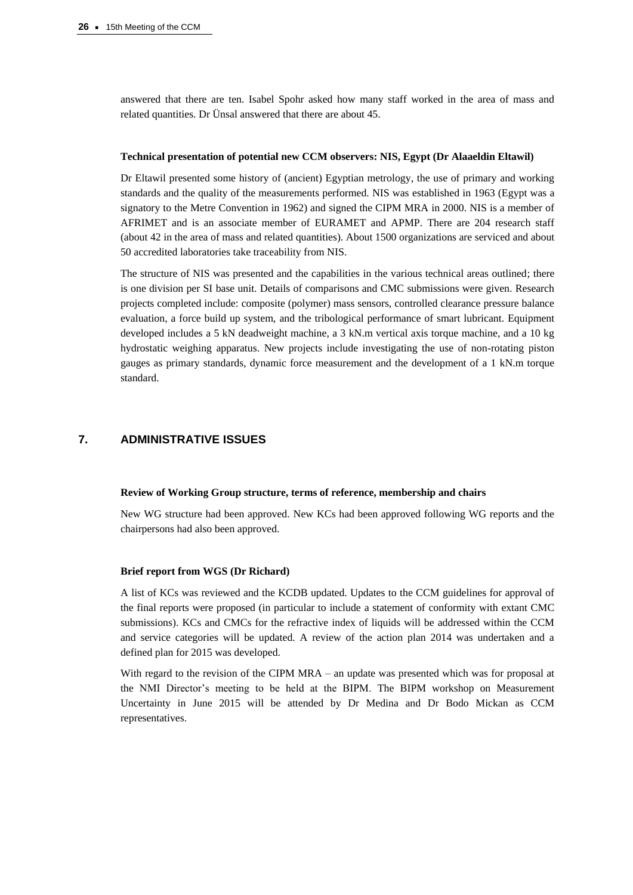answered that there are ten. Isabel Spohr asked how many staff worked in the area of mass and related quantities. Dr Ünsal answered that there are about 45.

**Technical presentation of potential new CCM observers: NIS, Egypt (Dr Alaaeldin Eltawil)**

Dr Eltawil presented some history of (ancient) Egyptian metrology, the use of primary and working standards and the quality of the measurements performed. NIS was established in 1963 (Egypt was a signatory to the Metre Convention in 1962) and signed the CIPM MRA in 2000. NIS is a member of AFRIMET and is an associate member of EURAMET and APMP. There are 204 research staff (about 42 in the area of mass and related quantities). About 1500 organizations are serviced and about 50 accredited laboratories take traceability from NIS.

The structure of NIS was presented and the capabilities in the various technical areas outlined; there is one division per SI base unit. Details of comparisons and CMC submissions were given. Research projects completed include: composite (polymer) mass sensors, controlled clearance pressure balance evaluation, a force build up system, and the tribological performance of smart lubricant. Equipment developed includes a 5 kN deadweight machine, a 3 kN.m vertical axis torque machine, and a 10 kg hydrostatic weighing apparatus. New projects include investigating the use of non-rotating piston gauges as primary standards, dynamic force measurement and the development of a 1 kN.m torque standard.

## 7. ADMINISTRATIVE ISSUES

**Review of Working Group structure, terms of reference, membership and chairs**

New WG structure had been approved. New KCs had been approved following WG reports and the chairpersons had also been approved.

**Brief report from WGS (Dr Richard)**

A list of KCs was reviewed and the KCDB updated. Updates to the CCM guidelines for approval of the final reports were proposed (in particular to include a statement of conformity with extant CMC submissions). KCs and CMCs for the refractive index of liquids will be addressed within the CCM and service categories will be updated. A review of the action plan 2014 was undertaken and a defined plan for 2015 was developed.

With regard to the revision of the CIPM MRA – an update was presented which was for proposal at the NMI Director's meeting to be held at the BIPM. The BIPM workshop on Measurement Uncertainty in June 2015 will be attended by Dr Medina and Dr Bodo Mickan as CCM representatives.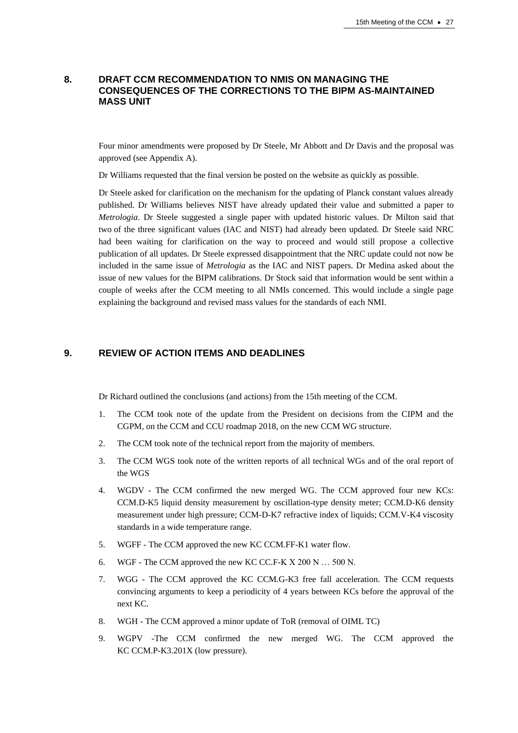## 8. DRAFT CCM RECOMMENDATION TO NMIS ON MANAGING THE CONSEQUENCES OF THE CORRECTIONS TO THE BIPM AS-MAINTAINED MASS UNIT

Four minor amendments were proposed by Dr Steele, Mr Abbott and Dr Davis and the proposal was approved (see Appendix A).

Dr Williams requested that the final version be posted on the website as quickly as possible.

Dr Steele asked for clarification on the mechanism for the updating of Planck constant values already published. Dr Williams believes NIST have already updated their value and submitted a paper to *Metrologia*. Dr Steele suggested a single paper with updated historic values. Dr Milton said that two of the three significant values (IAC and NIST) had already been updated. Dr Steele said NRC had been waiting for clarification on the way to proceed and would still propose a collective publication of all updates. Dr Steele expressed disappointment that the NRC update could not now be included in the same issue of *Metrologia* as the IAC and NIST papers. Dr Medina asked about the issue of new values for the BIPM calibrations. Dr Stock said that information would be sent within a couple of weeks after the CCM meeting to all NMIs concerned. This would include a single page explaining the background and revised mass values for the standards of each NMI.

## 9. REVIEW OF ACTION ITEMS AND DEADLINES

Dr Richard outlined the conclusions (and actions) from the 15th meeting of the CCM.

1. The CCM took note of the update from the President on decisions from the CIPM and the CGPM, on the CCM and CCU roadmap 2018, on the new CCM WG structure.
2. The CCM took note of the technical report from the majority of members.
3. The CCM WGS took note of the written reports of all technical WGs and of the oral report of the WGS
4. WGDV - The CCM confirmed the new merged WG. The CCM approved four new KCs: CCM.D-K5 liquid density measurement by oscillation-type density meter; CCM.D-K6 density measurement under high pressure; CCM-D-K7 refractive index of liquids; CCM.V-K4 viscosity standards in a wide temperature range.
5. WGFF - The CCM approved the new KC CCM.FF-K1 water flow.
6. WGF - The CCM approved the new KC CC.F-K X 200 N … 500 N.
7. WGG - The CCM approved the KC CCM.G-K3 free fall acceleration. The CCM requests convincing arguments to keep a periodicity of 4 years between KCs before the approval of the next KC.
8. WGH - The CCM approved a minor update of ToR (removal of OIML TC)
9. WGPV -The CCM confirmed the new merged WG. The CCM approved the KC CCM.P-K3.201X (low pressure).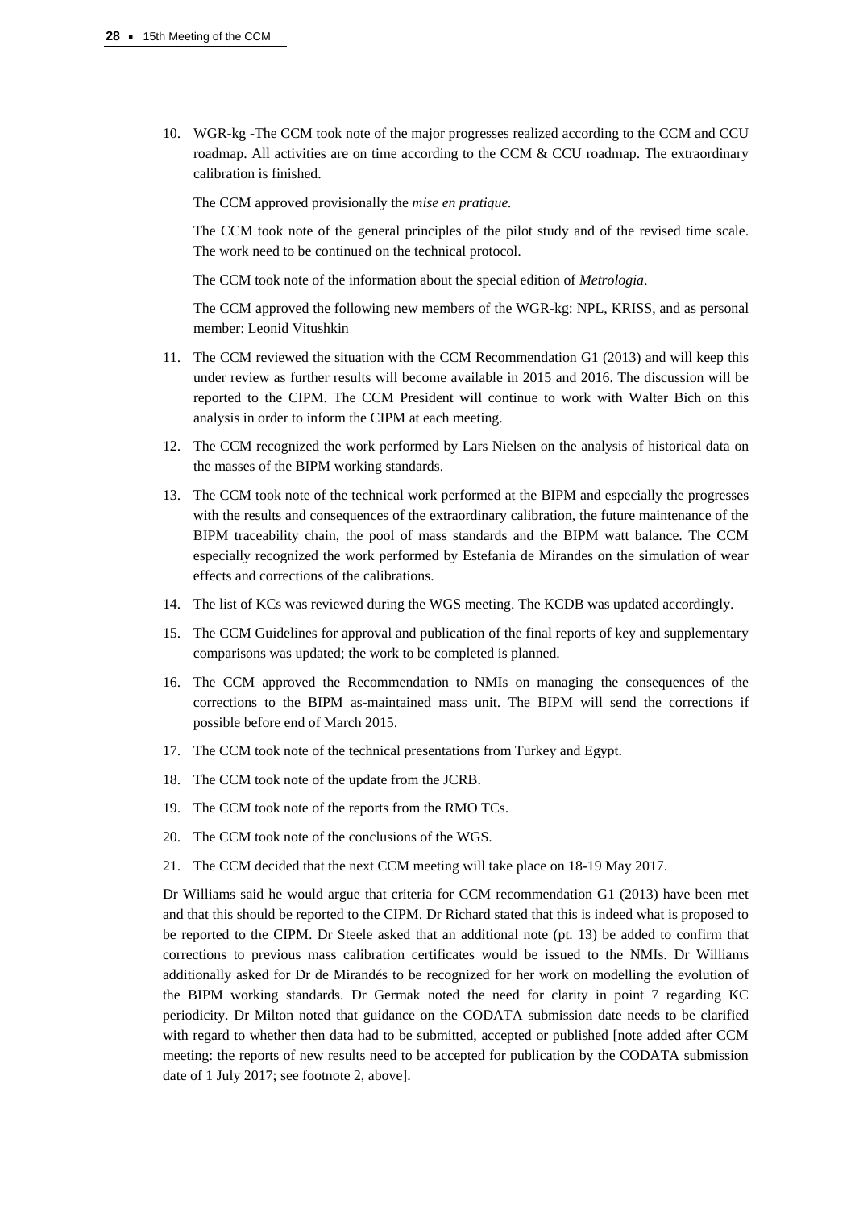10. WGR-kg -The CCM took note of the major progresses realized according to the CCM and CCU roadmap. All activities are on time according to the CCM & CCU roadmap. The extraordinary calibration is finished.

    The CCM approved provisionally the *mise en pratique.*

    The CCM took note of the general principles of the pilot study and of the revised time scale. The work need to be continued on the technical protocol.

    The CCM took note of the information about the special edition of *Metrologia*.

    The CCM approved the following new members of the WGR-kg: NPL, KRISS, and as personal member: Leonid Vitushkin

11. The CCM reviewed the situation with the CCM Recommendation G1 (2013) and will keep this under review as further results will become available in 2015 and 2016. The discussion will be reported to the CIPM. The CCM President will continue to work with Walter Bich on this analysis in order to inform the CIPM at each meeting.

12. The CCM recognized the work performed by Lars Nielsen on the analysis of historical data on the masses of the BIPM working standards.

13. The CCM took note of the technical work performed at the BIPM and especially the progresses with the results and consequences of the extraordinary calibration, the future maintenance of the BIPM traceability chain, the pool of mass standards and the BIPM watt balance. The CCM especially recognized the work performed by Estefania de Mirandes on the simulation of wear effects and corrections of the calibrations.

14. The list of KCs was reviewed during the WGS meeting. The KCDB was updated accordingly.

15. The CCM Guidelines for approval and publication of the final reports of key and supplementary comparisons was updated; the work to be completed is planned.

16. The CCM approved the Recommendation to NMIs on managing the consequences of the corrections to the BIPM as-maintained mass unit. The BIPM will send the corrections if possible before end of March 2015.

17. The CCM took note of the technical presentations from Turkey and Egypt.

18. The CCM took note of the update from the JCRB.

19. The CCM took note of the reports from the RMO TCs.

20. The CCM took note of the conclusions of the WGS.

21. The CCM decided that the next CCM meeting will take place on 18-19 May 2017.

Dr Williams said he would argue that criteria for CCM recommendation G1 (2013) have been met and that this should be reported to the CIPM. Dr Richard stated that this is indeed what is proposed to be reported to the CIPM. Dr Steele asked that an additional note (pt. 13) be added to confirm that corrections to previous mass calibration certificates would be issued to the NMIs. Dr Williams additionally asked for Dr de Mirandés to be recognized for her work on modelling the evolution of the BIPM working standards. Dr Germak noted the need for clarity in point 7 regarding KC periodicity. Dr Milton noted that guidance on the CODATA submission date needs to be clarified with regard to whether then data had to be submitted, accepted or published [note added after CCM meeting: the reports of new results need to be accepted for publication by the CODATA submission date of 1 July 2017; see footnote 2, above].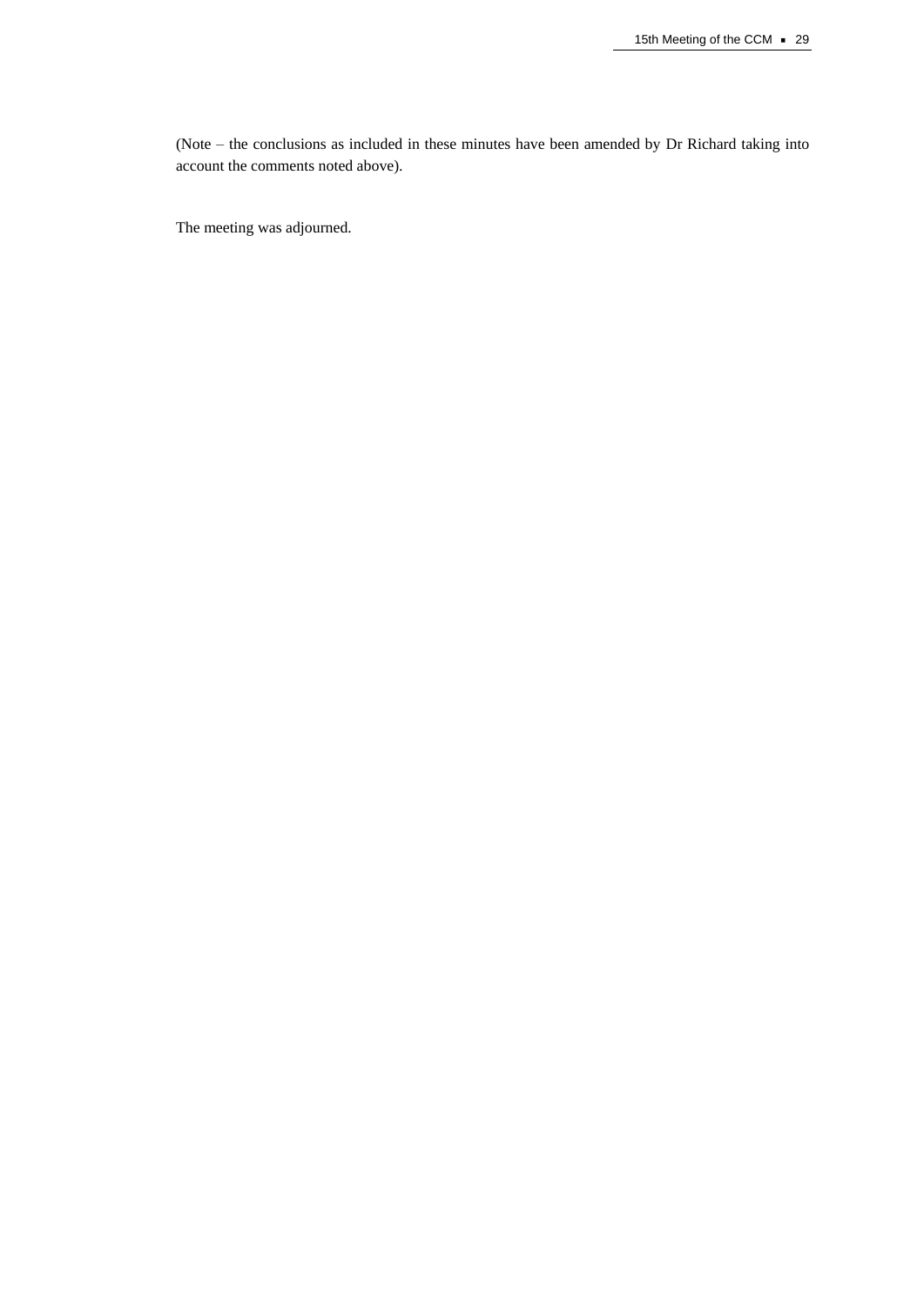(Note – the conclusions as included in these minutes have been amended by Dr Richard taking into account the comments noted above).

The meeting was adjourned.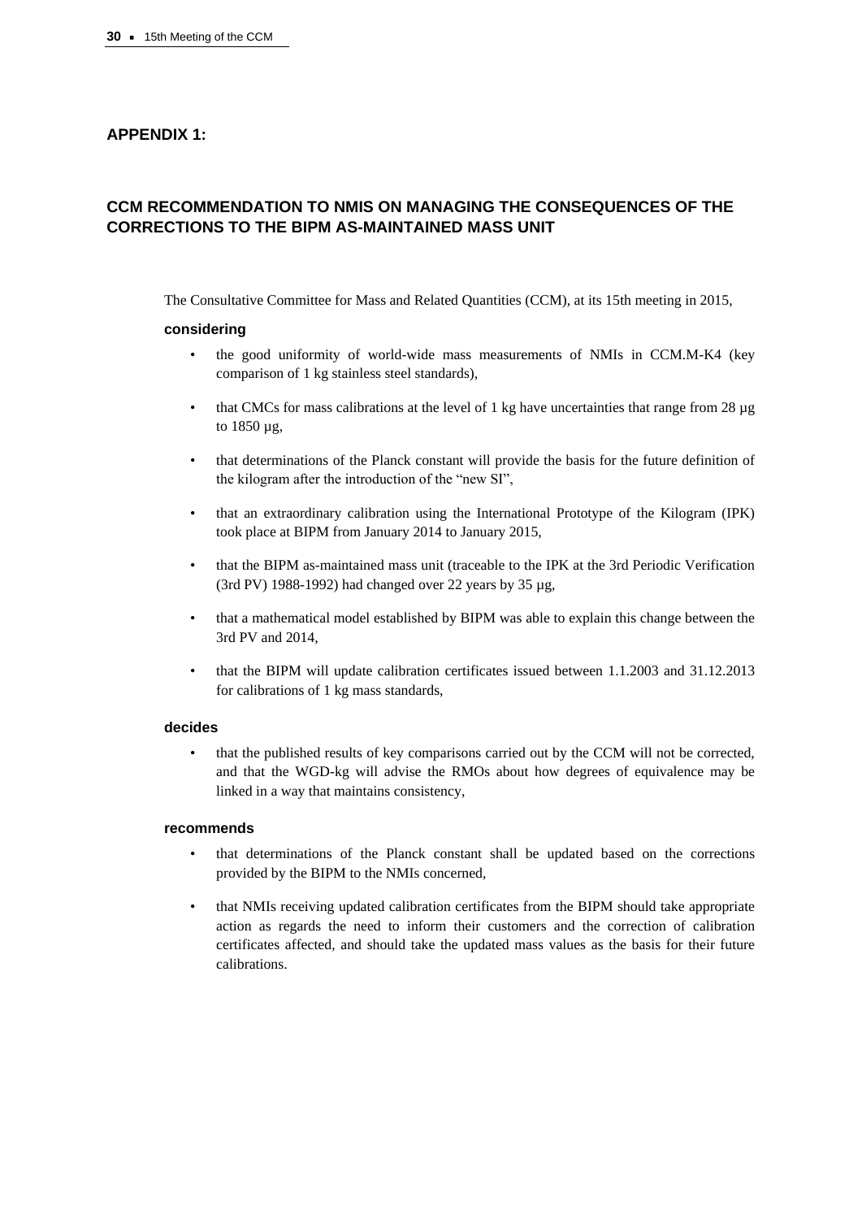## APPENDIX 1:

## CCM RECOMMENDATION TO NMIS ON MANAGING THE CONSEQUENCES OF THE CORRECTIONS TO THE BIPM AS-MAINTAINED MASS UNIT

The Consultative Committee for Mass and Related Quantities (CCM), at its 15th meeting in 2015,

**considering**

- the good uniformity of world-wide mass measurements of NMIs in CCM.M-K4 (key comparison of 1 kg stainless steel standards),
- that CMCs for mass calibrations at the level of 1 kg have uncertainties that range from 28 µg to 1850 µg,
- that determinations of the Planck constant will provide the basis for the future definition of the kilogram after the introduction of the "new SI",
- that an extraordinary calibration using the International Prototype of the Kilogram (IPK) took place at BIPM from January 2014 to January 2015,
- that the BIPM as-maintained mass unit (traceable to the IPK at the 3rd Periodic Verification (3rd PV) 1988-1992) had changed over 22 years by 35 µg,
- that a mathematical model established by BIPM was able to explain this change between the 3rd PV and 2014,
- that the BIPM will update calibration certificates issued between 1.1.2003 and 31.12.2013 for calibrations of 1 kg mass standards,

**decides**

- that the published results of key comparisons carried out by the CCM will not be corrected, and that the WGD-kg will advise the RMOs about how degrees of equivalence may be linked in a way that maintains consistency,

**recommends**

- that determinations of the Planck constant shall be updated based on the corrections provided by the BIPM to the NMIs concerned,
- that NMIs receiving updated calibration certificates from the BIPM should take appropriate action as regards the need to inform their customers and the correction of calibration certificates affected, and should take the updated mass values as the basis for their future calibrations.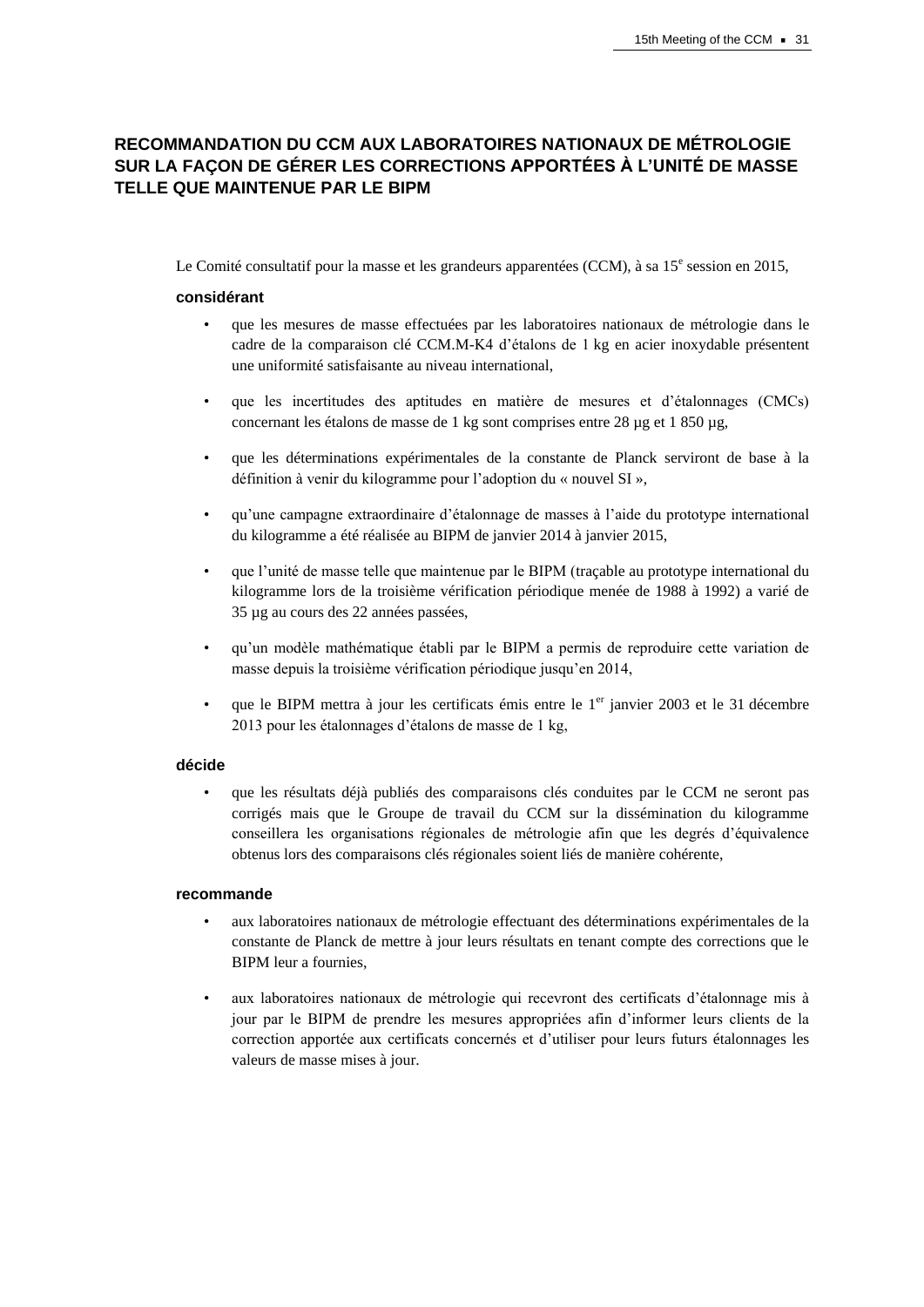## RECOMMANDATION DU CCM AUX LABORATOIRES NATIONAUX DE MÉTROLOGIE SUR LA FAÇON DE GÉRER LES CORRECTIONS APPORTÉES À L'UNITÉ DE MASSE TELLE QUE MAINTENUE PAR LE BIPM

Le Comité consultatif pour la masse et les grandeurs apparentées (CCM), à sa 15e session en 2015,

**considérant**

- que les mesures de masse effectuées par les laboratoires nationaux de métrologie dans le cadre de la comparaison clé CCM.M-K4 d'étalons de 1 kg en acier inoxydable présentent une uniformité satisfaisante au niveau international,
- que les incertitudes des aptitudes en matière de mesures et d'étalonnages (CMCs) concernant les étalons de masse de 1 kg sont comprises entre 28 µg et 1 850 µg,
- que les déterminations expérimentales de la constante de Planck serviront de base à la définition à venir du kilogramme pour l'adoption du « nouvel SI »,
- qu'une campagne extraordinaire d'étalonnage de masses à l'aide du prototype international du kilogramme a été réalisée au BIPM de janvier 2014 à janvier 2015,
- que l'unité de masse telle que maintenue par le BIPM (traçable au prototype international du kilogramme lors de la troisième vérification périodique menée de 1988 à 1992) a varié de 35 µg au cours des 22 années passées,
- qu'un modèle mathématique établi par le BIPM a permis de reproduire cette variation de masse depuis la troisième vérification périodique jusqu'en 2014,
- que le BIPM mettra à jour les certificats émis entre le 1er janvier 2003 et le 31 décembre 2013 pour les étalonnages d'étalons de masse de 1 kg,

**décide**

- que les résultats déjà publiés des comparaisons clés conduites par le CCM ne seront pas corrigés mais que le Groupe de travail du CCM sur la dissémination du kilogramme conseillera les organisations régionales de métrologie afin que les degrés d'équivalence obtenus lors des comparaisons clés régionales soient liés de manière cohérente,

**recommande**

- aux laboratoires nationaux de métrologie effectuant des déterminations expérimentales de la constante de Planck de mettre à jour leurs résultats en tenant compte des corrections que le BIPM leur a fournies,
- aux laboratoires nationaux de métrologie qui recevront des certificats d'étalonnage mis à jour par le BIPM de prendre les mesures appropriées afin d'informer leurs clients de la correction apportée aux certificats concernés et d'utiliser pour leurs futurs étalonnages les valeurs de masse mises à jour.